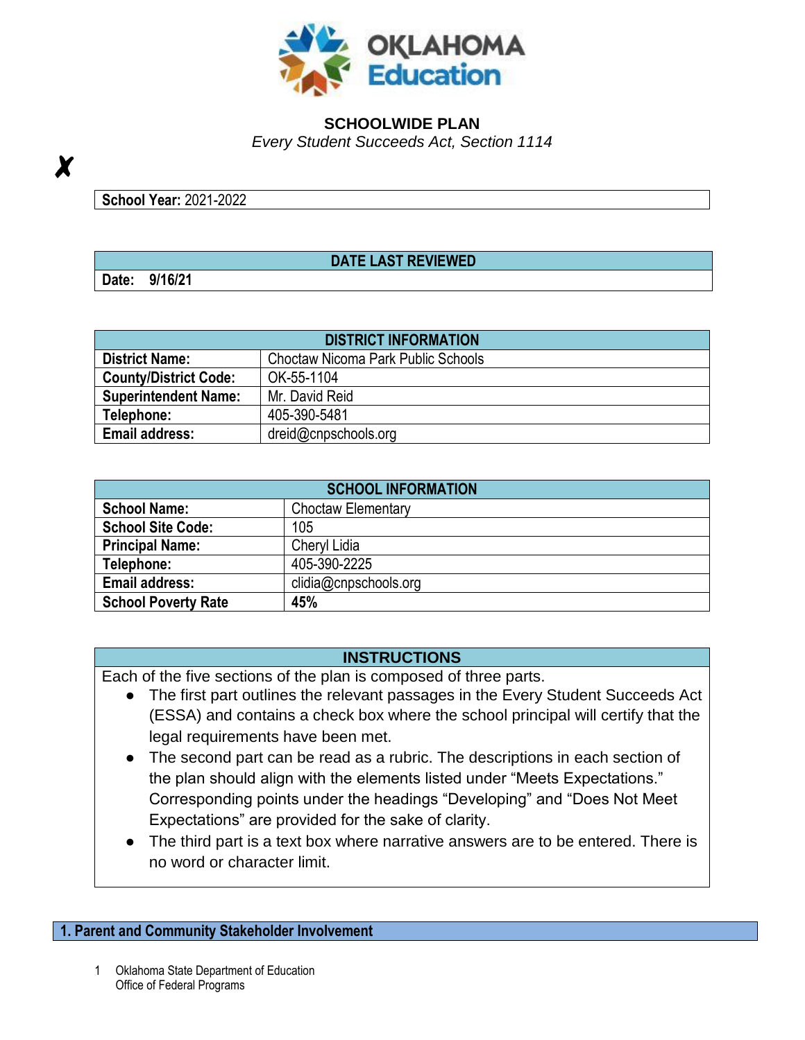**SCHOOLWIDE PLAN**

*Every Student Succeeds Act, Section 1114*

✗

| | |
|---|---|
| **School Year:** 2021-2022 | |

| DATE LAST REVIEWED |
|---|
| **Date: 9/16/21** |

| DISTRICT INFORMATION | |
|---|---|
| **District Name:** | Choctaw Nicoma Park Public Schools |
| **County/District Code:** | OK-55-1104 |
| **Superintendent Name:** | Mr. David Reid |
| **Telephone:** | 405-390-5481 |
| **Email address:** | dreid@cnpschools.org |

| SCHOOL INFORMATION | |
|---|---|
| **School Name:** | Choctaw Elementary |
| **School Site Code:** | 105 |
| **Principal Name:** | Cheryl Lidia |
| **Telephone:** | 405-390-2225 |
| **Email address:** | clidia@cnpschools.org |
| **School Poverty Rate** | **45%** |

| INSTRUCTIONS |
|---|
| Each of the five sections of the plan is composed of three parts.<br>● The first part outlines the relevant passages in the Every Student Succeeds Act (ESSA) and contains a check box where the school principal will certify that the legal requirements have been met.<br>● The second part can be read as a rubric. The descriptions in each section of the plan should align with the elements listed under "Meets Expectations." Corresponding points under the headings "Developing" and "Does Not Meet Expectations" are provided for the sake of clarity.<br>● The third part is a text box where narrative answers are to be entered. There is no word or character limit. |

## 1. Parent and Community Stakeholder Involvement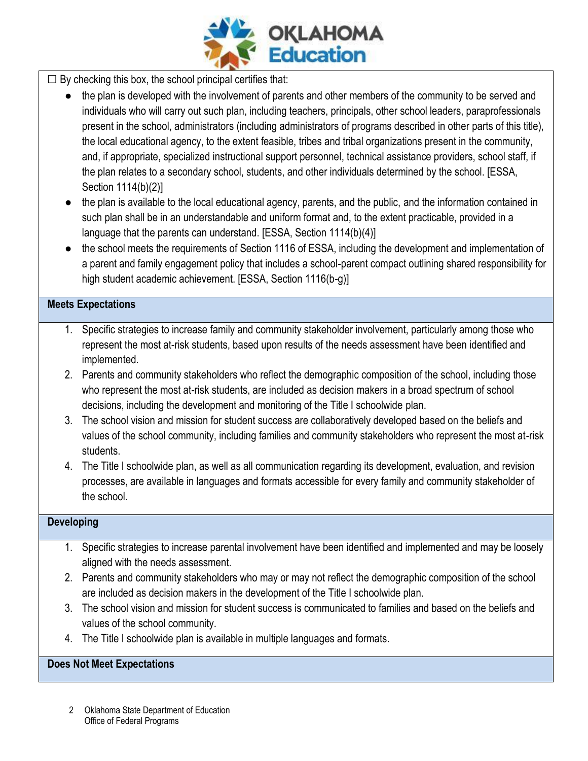☐ By checking this box, the school principal certifies that:

- the plan is developed with the involvement of parents and other members of the community to be served and individuals who will carry out such plan, including teachers, principals, other school leaders, paraprofessionals present in the school, administrators (including administrators of programs described in other parts of this title), the local educational agency, to the extent feasible, tribes and tribal organizations present in the community, and, if appropriate, specialized instructional support personnel, technical assistance providers, school staff, if the plan relates to a secondary school, students, and other individuals determined by the school. [ESSA, Section 1114(b)(2)]
- the plan is available to the local educational agency, parents, and the public, and the information contained in such plan shall be in an understandable and uniform format and, to the extent practicable, provided in a language that the parents can understand. [ESSA, Section 1114(b)(4)]
- the school meets the requirements of Section 1116 of ESSA, including the development and implementation of a parent and family engagement policy that includes a school-parent compact outlining shared responsibility for high student academic achievement. [ESSA, Section 1116(b-g)]

**Meets Expectations**

1. Specific strategies to increase family and community stakeholder involvement, particularly among those who represent the most at-risk students, based upon results of the needs assessment have been identified and implemented.
2. Parents and community stakeholders who reflect the demographic composition of the school, including those who represent the most at-risk students, are included as decision makers in a broad spectrum of school decisions, including the development and monitoring of the Title I schoolwide plan.
3. The school vision and mission for student success are collaboratively developed based on the beliefs and values of the school community, including families and community stakeholders who represent the most at-risk students.
4. The Title I schoolwide plan, as well as all communication regarding its development, evaluation, and revision processes, are available in languages and formats accessible for every family and community stakeholder of the school.

**Developing**

1. Specific strategies to increase parental involvement have been identified and implemented and may be loosely aligned with the needs assessment.
2. Parents and community stakeholders who may or may not reflect the demographic composition of the school are included as decision makers in the development of the Title I schoolwide plan.
3. The school vision and mission for student success is communicated to families and based on the beliefs and values of the school community.
4. The Title I schoolwide plan is available in multiple languages and formats.

**Does Not Meet Expectations**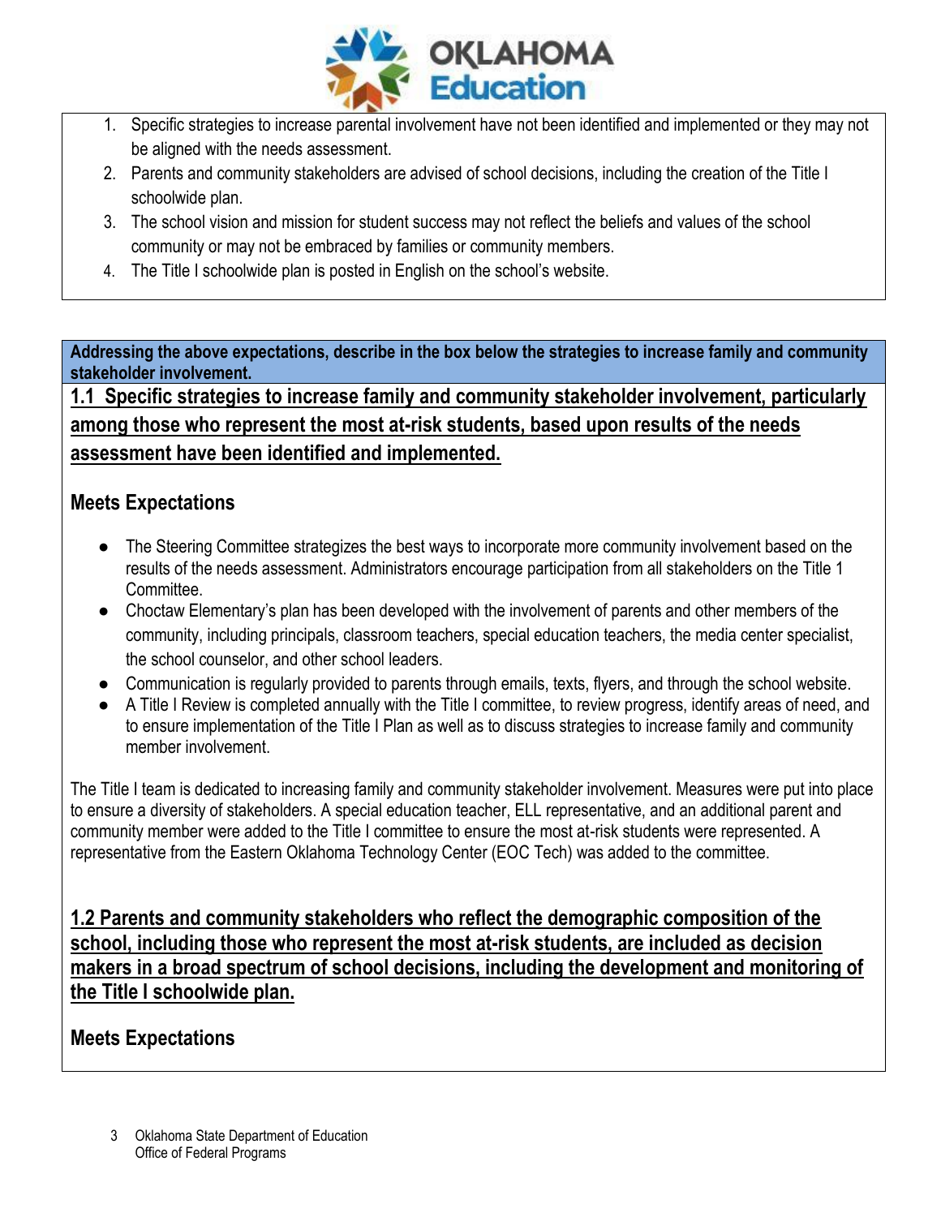1. Specific strategies to increase parental involvement have not been identified and implemented or they may not be aligned with the needs assessment.
2. Parents and community stakeholders are advised of school decisions, including the creation of the Title I schoolwide plan.
3. The school vision and mission for student success may not reflect the beliefs and values of the school community or may not be embraced by families or community members.
4. The Title I schoolwide plan is posted in English on the school's website.

**Addressing the above expectations, describe in the box below the strategies to increase family and community stakeholder involvement.**

## 1.1 Specific strategies to increase family and community stakeholder involvement, particularly among those who represent the most at-risk students, based upon results of the needs assessment have been identified and implemented.

### Meets Expectations

- The Steering Committee strategizes the best ways to incorporate more community involvement based on the results of the needs assessment. Administrators encourage participation from all stakeholders on the Title 1 Committee.
- Choctaw Elementary's plan has been developed with the involvement of parents and other members of the community, including principals, classroom teachers, special education teachers, the media center specialist, the school counselor, and other school leaders.
- Communication is regularly provided to parents through emails, texts, flyers, and through the school website.
- A Title I Review is completed annually with the Title I committee, to review progress, identify areas of need, and to ensure implementation of the Title I Plan as well as to discuss strategies to increase family and community member involvement.

The Title I team is dedicated to increasing family and community stakeholder involvement. Measures were put into place to ensure a diversity of stakeholders. A special education teacher, ELL representative, and an additional parent and community member were added to the Title I committee to ensure the most at-risk students were represented. A representative from the Eastern Oklahoma Technology Center (EOC Tech) was added to the committee.

## 1.2 Parents and community stakeholders who reflect the demographic composition of the school, including those who represent the most at-risk students, are included as decision makers in a broad spectrum of school decisions, including the development and monitoring of the Title I schoolwide plan.

### Meets Expectations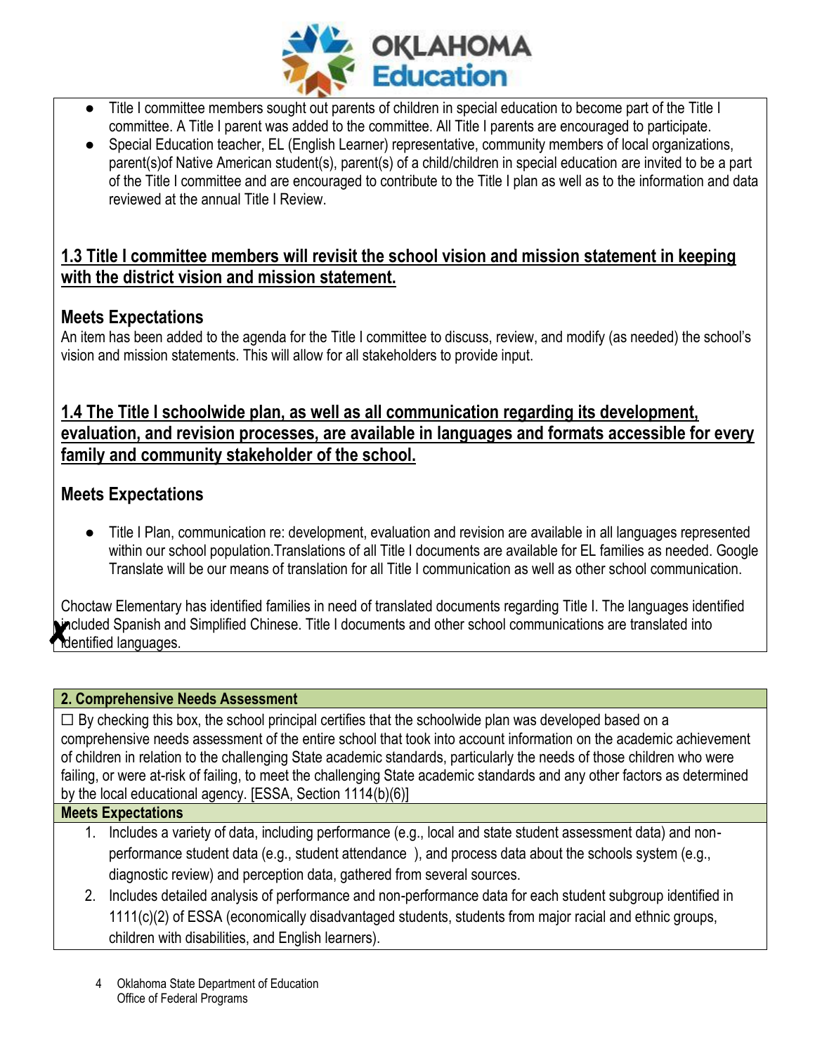- Title I committee members sought out parents of children in special education to become part of the Title I committee. A Title I parent was added to the committee. All Title I parents are encouraged to participate.
- Special Education teacher, EL (English Learner) representative, community members of local organizations, parent(s)of Native American student(s), parent(s) of a child/children in special education are invited to be a part of the Title I committee and are encouraged to contribute to the Title I plan as well as to the information and data reviewed at the annual Title I Review.

**1.3 Title I committee members will revisit the school vision and mission statement in keeping with the district vision and mission statement.**

### Meets Expectations

An item has been added to the agenda for the Title I committee to discuss, review, and modify (as needed) the school's vision and mission statements. This will allow for all stakeholders to provide input.

**1.4 The Title I schoolwide plan, as well as all communication regarding its development, evaluation, and revision processes, are available in languages and formats accessible for every family and community stakeholder of the school.**

### Meets Expectations

- Title I Plan, communication re: development, evaluation and revision are available in all languages represented within our school population.Translations of all Title I documents are available for EL families as needed. Google Translate will be our means of translation for all Title I communication as well as other school communication.

Choctaw Elementary has identified families in need of translated documents regarding Title I. The languages identified included Spanish and Simplified Chinese. Title I documents and other school communications are translated into identified languages.

**2. Comprehensive Needs Assessment**

☐ By checking this box, the school principal certifies that the schoolwide plan was developed based on a comprehensive needs assessment of the entire school that took into account information on the academic achievement of children in relation to the challenging State academic standards, particularly the needs of those children who were failing, or were at-risk of failing, to meet the challenging State academic standards and any other factors as determined by the local educational agency. [ESSA, Section 1114(b)(6)]

**Meets Expectations**

1. Includes a variety of data, including performance (e.g., local and state student assessment data) and non-performance student data (e.g., student attendance ), and process data about the schools system (e.g., diagnostic review) and perception data, gathered from several sources.
2. Includes detailed analysis of performance and non-performance data for each student subgroup identified in 1111(c)(2) of ESSA (economically disadvantaged students, students from major racial and ethnic groups, children with disabilities, and English learners).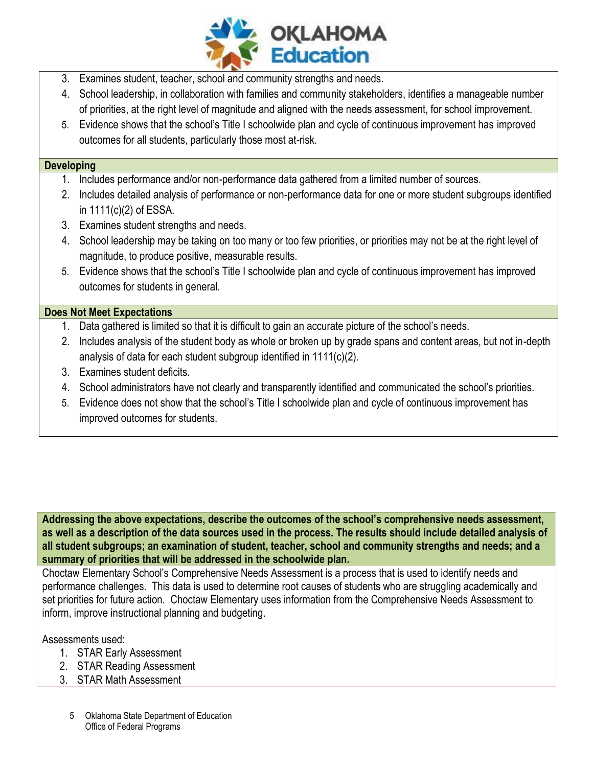3. Examines student, teacher, school and community strengths and needs.
4. School leadership, in collaboration with families and community stakeholders, identifies a manageable number of priorities, at the right level of magnitude and aligned with the needs assessment, for school improvement.
5. Evidence shows that the school's Title I schoolwide plan and cycle of continuous improvement has improved outcomes for all students, particularly those most at-risk.

**Developing**

1. Includes performance and/or non-performance data gathered from a limited number of sources.
2. Includes detailed analysis of performance or non-performance data for one or more student subgroups identified in 1111(c)(2) of ESSA.
3. Examines student strengths and needs.
4. School leadership may be taking on too many or too few priorities, or priorities may not be at the right level of magnitude, to produce positive, measurable results.
5. Evidence shows that the school's Title I schoolwide plan and cycle of continuous improvement has improved outcomes for students in general.

**Does Not Meet Expectations**

1. Data gathered is limited so that it is difficult to gain an accurate picture of the school's needs.
2. Includes analysis of the student body as whole or broken up by grade spans and content areas, but not in-depth analysis of data for each student subgroup identified in 1111(c)(2).
3. Examines student deficits.
4. School administrators have not clearly and transparently identified and communicated the school's priorities.
5. Evidence does not show that the school's Title I schoolwide plan and cycle of continuous improvement has improved outcomes for students.

**Addressing the above expectations, describe the outcomes of the school's comprehensive needs assessment, as well as a description of the data sources used in the process. The results should include detailed analysis of all student subgroups; an examination of student, teacher, school and community strengths and needs; and a summary of priorities that will be addressed in the schoolwide plan.**

Choctaw Elementary School's Comprehensive Needs Assessment is a process that is used to identify needs and performance challenges. This data is used to determine root causes of students who are struggling academically and set priorities for future action. Choctaw Elementary uses information from the Comprehensive Needs Assessment to inform, improve instructional planning and budgeting.

Assessments used:

1. STAR Early Assessment
2. STAR Reading Assessment
3. STAR Math Assessment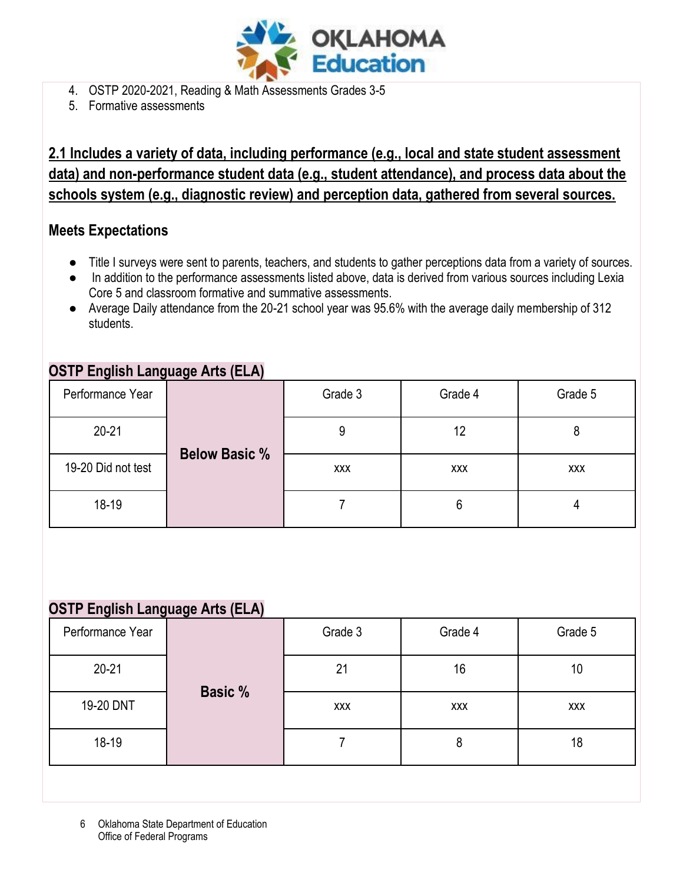4. OSTP 2020-2021, Reading & Math Assessments Grades 3-5
5. Formative assessments

**2.1 Includes a variety of data, including performance (e.g., local and state student assessment data) and non-performance student data (e.g., student attendance), and process data about the schools system (e.g., diagnostic review) and perception data, gathered from several sources.**

### Meets Expectations

- Title I surveys were sent to parents, teachers, and students to gather perceptions data from a variety of sources.
- In addition to the performance assessments listed above, data is derived from various sources including Lexia Core 5 and classroom formative and summative assessments.
- Average Daily attendance from the 20-21 school year was 95.6% with the average daily membership of 312 students.

**OSTP English Language Arts (ELA)**

| Performance Year | | Grade 3 | Grade 4 | Grade 5 |
|---|---|---|---|---|
| 20-21 | Below Basic % | 9 | 12 | 8 |
| 19-20 Did not test | | xxx | xxx | xxx |
| 18-19 | | 7 | 6 | 4 |

**OSTP English Language Arts (ELA)**

| Performance Year | | Grade 3 | Grade 4 | Grade 5 |
|---|---|---|---|---|
| 20-21 | Basic % | 21 | 16 | 10 |
| 19-20 DNT | | xxx | xxx | xxx |
| 18-19 | | 7 | 8 | 18 |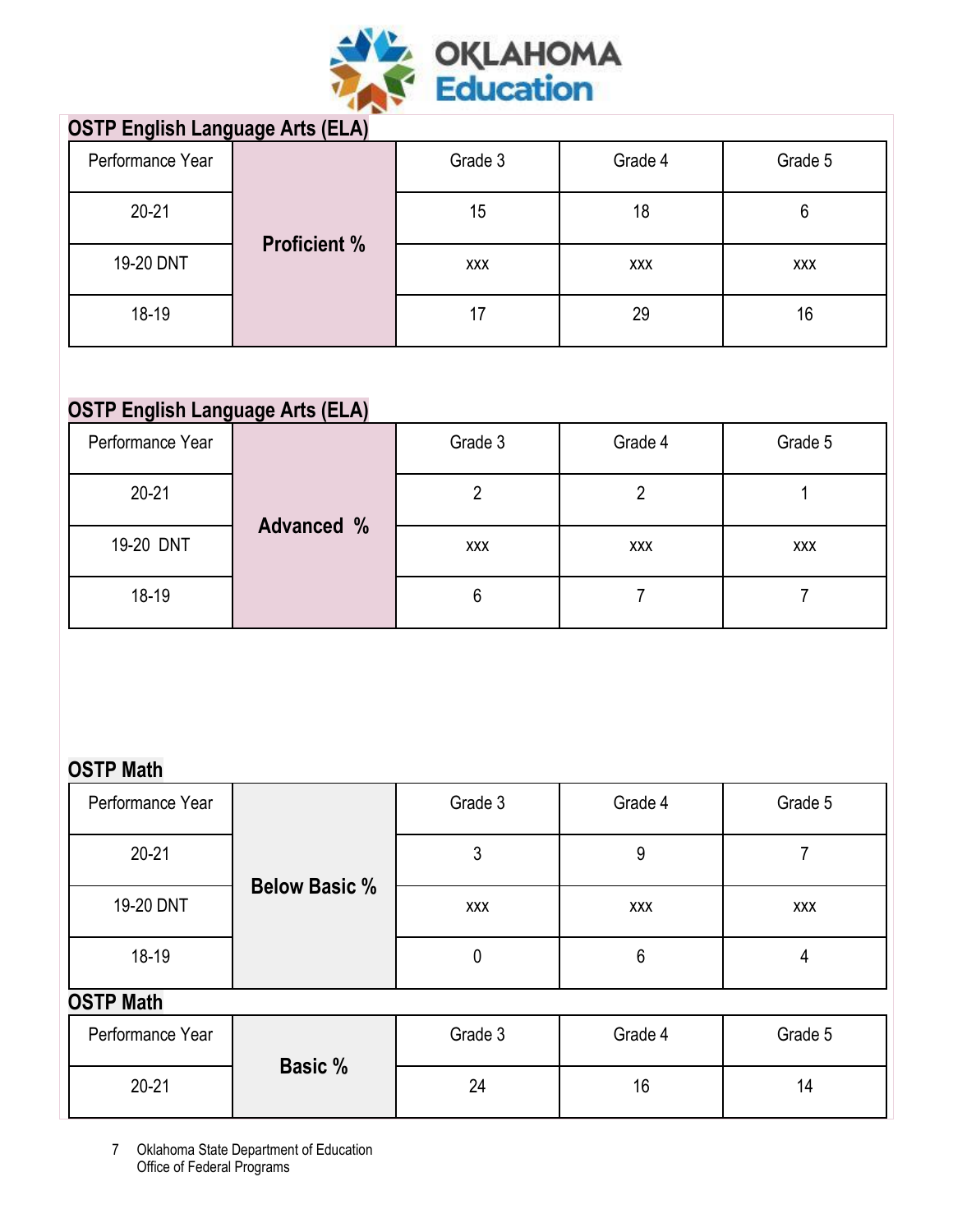### OSTP English Language Arts (ELA)

| Performance Year | | Grade 3 | Grade 4 | Grade 5 |
|---|---|---|---|---|
| 20-21 | Proficient % | 15 | 18 | 6 |
| 19-20 DNT | | xxx | xxx | xxx |
| 18-19 | | 17 | 29 | 16 |

### OSTP English Language Arts (ELA)

| Performance Year | | Grade 3 | Grade 4 | Grade 5 |
|---|---|---|---|---|
| 20-21 | Advanced % | 2 | 2 | 1 |
| 19-20 DNT | | xxx | xxx | xxx |
| 18-19 | | 6 | 7 | 7 |

### OSTP Math

| Performance Year | | Grade 3 | Grade 4 | Grade 5 |
|---|---|---|---|---|
| 20-21 | Below Basic % | 3 | 9 | 7 |
| 19-20 DNT | | xxx | xxx | xxx |
| 18-19 | | 0 | 6 | 4 |

### OSTP Math

| Performance Year | | Grade 3 | Grade 4 | Grade 5 |
|---|---|---|---|---|
| 20-21 | Basic % | 24 | 16 | 14 |

Oklahoma State Department of Education
Office of Federal Programs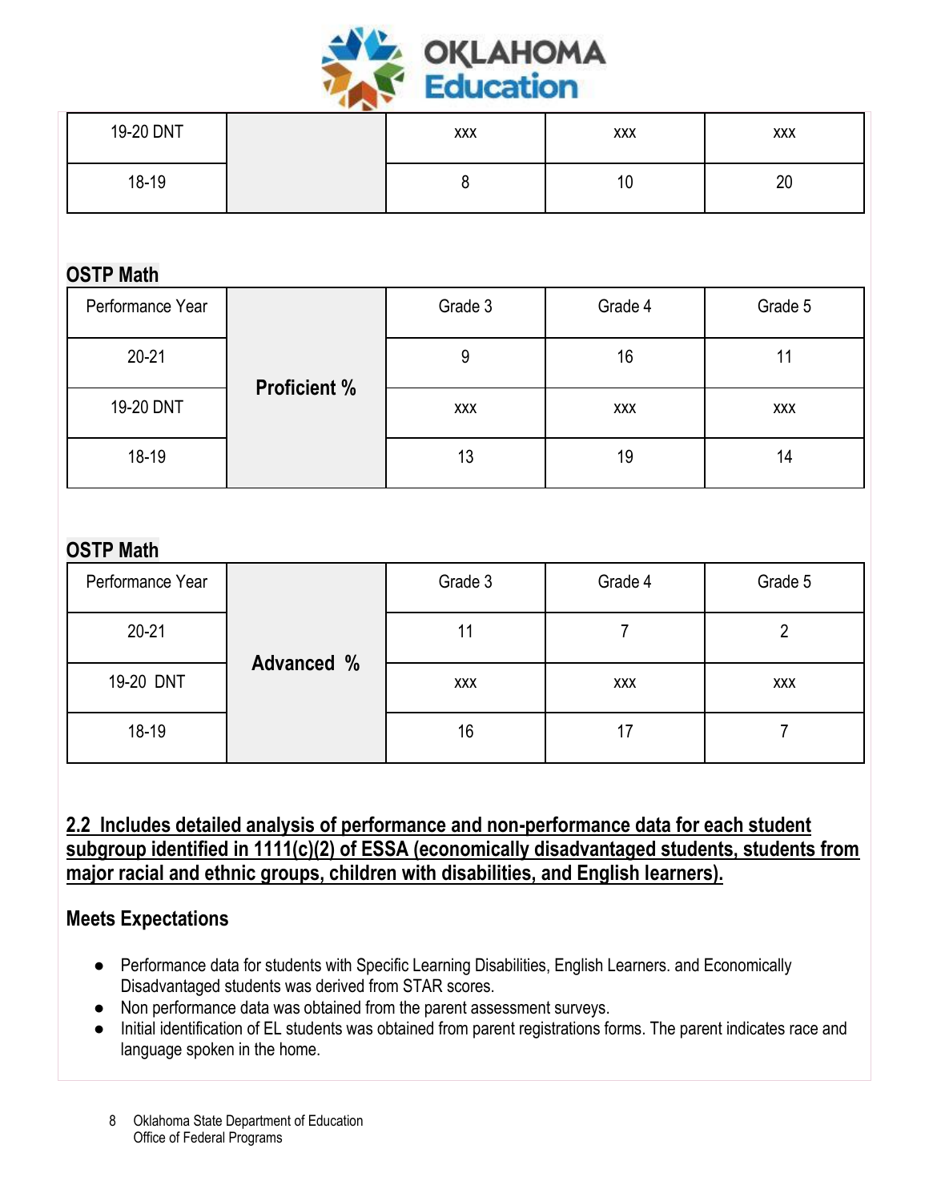| | | | | |
|---|---|---|---|---|
| 19-20 DNT | | XXX | XXX | XXX |
| 18-19 | | 8 | 10 | 20 |

**OSTP Math**

| Performance Year | | Grade 3 | Grade 4 | Grade 5 |
|---|---|---|---|---|
| 20-21 | **Proficient %** | 9 | 16 | 11 |
| 19-20 DNT | | XXX | XXX | XXX |
| 18-19 | | 13 | 19 | 14 |

**OSTP Math**

| Performance Year | | Grade 3 | Grade 4 | Grade 5 |
|---|---|---|---|---|
| 20-21 | **Advanced %** | 11 | 7 | 2 |
| 19-20 DNT | | XXX | XXX | XXX |
| 18-19 | | 16 | 17 | 7 |

## 2.2 Includes detailed analysis of performance and non-performance data for each student subgroup identified in 1111(c)(2) of ESSA (economically disadvantaged students, students from major racial and ethnic groups, children with disabilities, and English learners).

### Meets Expectations

- Performance data for students with Specific Learning Disabilities, English Learners. and Economically Disadvantaged students was derived from STAR scores.
- Non performance data was obtained from the parent assessment surveys.
- Initial identification of EL students was obtained from parent registrations forms. The parent indicates race and language spoken in the home.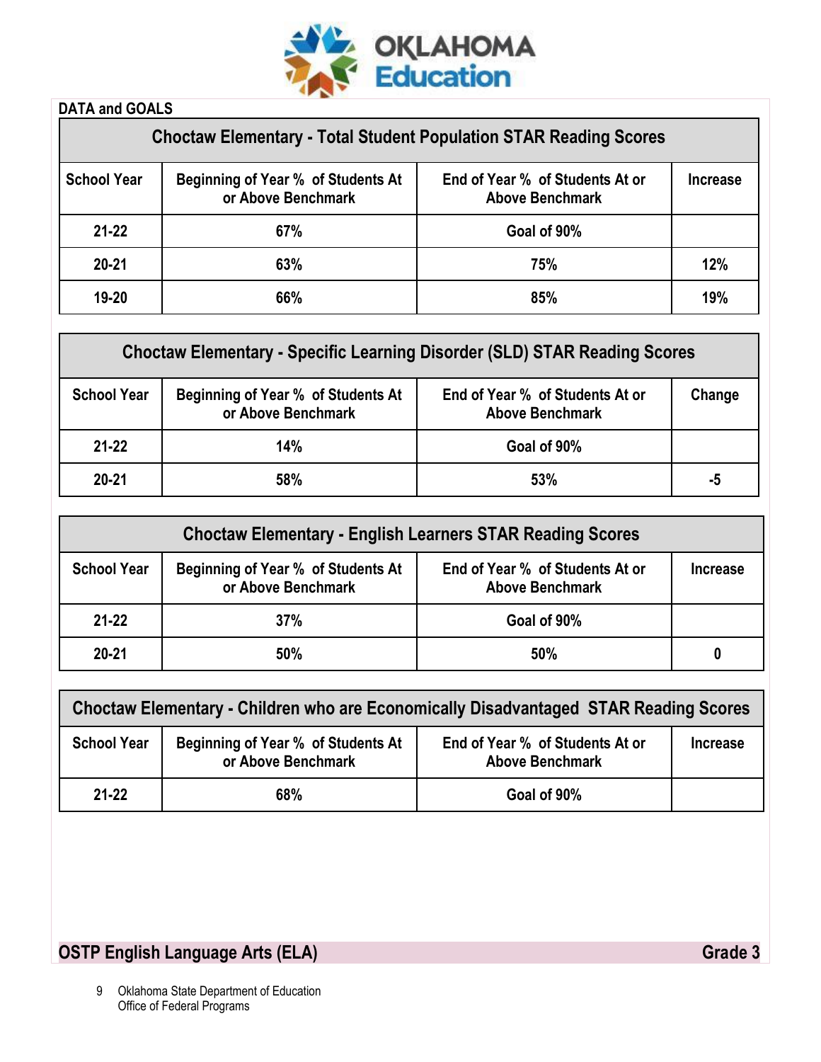**DATA and GOALS**

| Choctaw Elementary - Total Student Population STAR Reading Scores | | | |
|---|---|---|---|
| School Year | Beginning of Year % of Students At or Above Benchmark | End of Year % of Students At or Above Benchmark | Increase |
| 21-22 | 67% | Goal of 90% | |
| 20-21 | 63% | 75% | 12% |
| 19-20 | 66% | 85% | 19% |

| Choctaw Elementary - Specific Learning Disorder (SLD) STAR Reading Scores | | | |
|---|---|---|---|
| School Year | Beginning of Year % of Students At or Above Benchmark | End of Year % of Students At or Above Benchmark | Change |
| 21-22 | 14% | Goal of 90% | |
| 20-21 | 58% | 53% | -5 |

| Choctaw Elementary - English Learners STAR Reading Scores | | | |
|---|---|---|---|
| School Year | Beginning of Year % of Students At or Above Benchmark | End of Year % of Students At or Above Benchmark | Increase |
| 21-22 | 37% | Goal of 90% | |
| 20-21 | 50% | 50% | 0 |

| Choctaw Elementary - Children who are Economically Disadvantaged STAR Reading Scores | | | |
|---|---|---|---|
| School Year | Beginning of Year % of Students At or Above Benchmark | End of Year % of Students At or Above Benchmark | Increase |
| 21-22 | 68% | Goal of 90% | |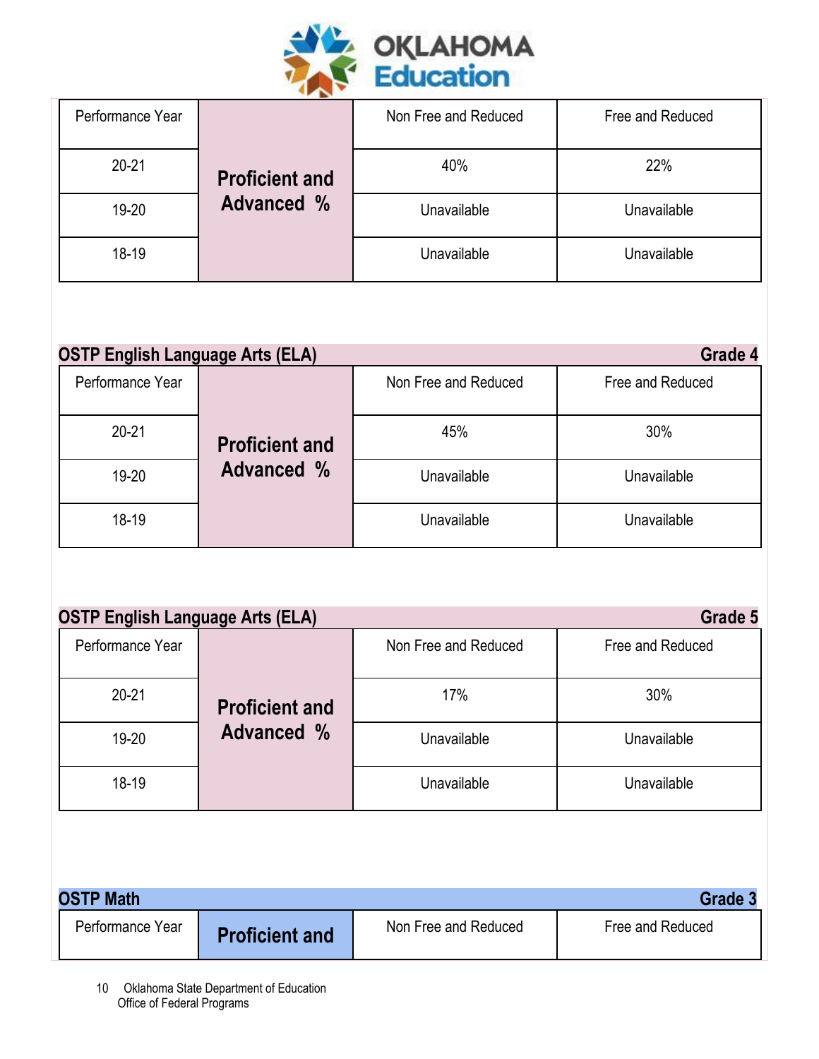| Performance Year | | Non Free and Reduced | Free and Reduced |
|---|---|---|---|
| 20-21 | **Proficient and Advanced %** | 40% | 22% |
| 19-20 | | Unavailable | Unavailable |
| 18-19 | | Unavailable | Unavailable |

## OSTP English Language Arts (ELA) Grade 4

| Performance Year | | Non Free and Reduced | Free and Reduced |
|---|---|---|---|
| 20-21 | **Proficient and Advanced %** | 45% | 30% |
| 19-20 | | Unavailable | Unavailable |
| 18-19 | | Unavailable | Unavailable |

## OSTP English Language Arts (ELA) Grade 5

| Performance Year | | Non Free and Reduced | Free and Reduced |
|---|---|---|---|
| 20-21 | **Proficient and Advanced %** | 17% | 30% |
| 19-20 | | Unavailable | Unavailable |
| 18-19 | | Unavailable | Unavailable |

## OSTP Math Grade 3

| Performance Year | **Proficient and** | Non Free and Reduced | Free and Reduced |
|---|---|---|---|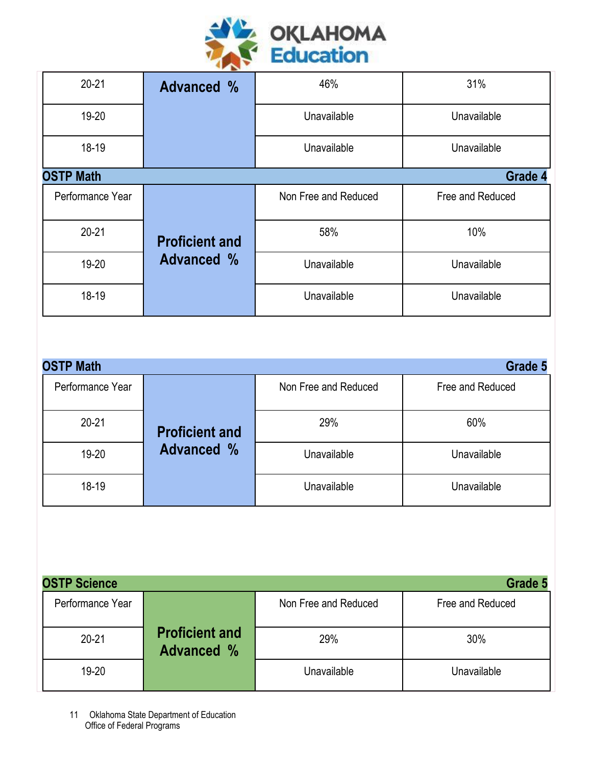| | | | |
|---|---|---|---|
| 20-21 | Advanced % | 46% | 31% |
| 19-20 | | Unavailable | Unavailable |
| 18-19 | | Unavailable | Unavailable |

**OSTP Math** **Grade 4**

| Performance Year | | Non Free and Reduced | Free and Reduced |
|---|---|---|---|
| 20-21 | Proficient and Advanced % | 58% | 10% |
| 19-20 | | Unavailable | Unavailable |
| 18-19 | | Unavailable | Unavailable |

**OSTP Math** **Grade 5**

| Performance Year | | Non Free and Reduced | Free and Reduced |
|---|---|---|---|
| 20-21 | Proficient and Advanced % | 29% | 60% |
| 19-20 | | Unavailable | Unavailable |
| 18-19 | | Unavailable | Unavailable |

**OSTP Science** **Grade 5**

| Performance Year | | Non Free and Reduced | Free and Reduced |
|---|---|---|---|
| 20-21 | Proficient and Advanced % | 29% | 30% |
| 19-20 | | Unavailable | Unavailable |

Oklahoma State Department of Education
Office of Federal Programs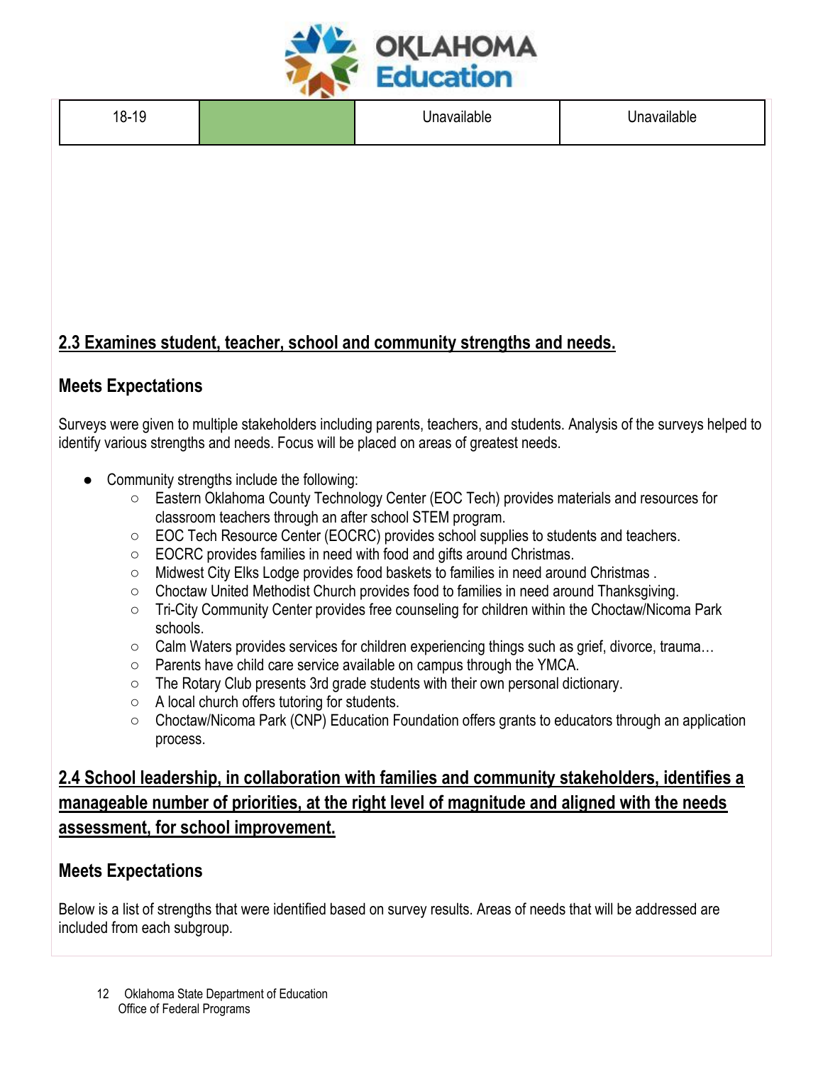| | | | |
|---|---|---|---|
| 18-19 | | Unavailable | Unavailable |

## 2.3 Examines student, teacher, school and community strengths and needs.

### Meets Expectations

Surveys were given to multiple stakeholders including parents, teachers, and students. Analysis of the surveys helped to identify various strengths and needs. Focus will be placed on areas of greatest needs.

- Community strengths include the following:
  - Eastern Oklahoma County Technology Center (EOC Tech) provides materials and resources for classroom teachers through an after school STEM program.
  - EOC Tech Resource Center (EOCRC) provides school supplies to students and teachers.
  - EOCRC provides families in need with food and gifts around Christmas.
  - Midwest City Elks Lodge provides food baskets to families in need around Christmas .
  - Choctaw United Methodist Church provides food to families in need around Thanksgiving.
  - Tri-City Community Center provides free counseling for children within the Choctaw/Nicoma Park schools.
  - Calm Waters provides services for children experiencing things such as grief, divorce, trauma…
  - Parents have child care service available on campus through the YMCA.
  - The Rotary Club presents 3rd grade students with their own personal dictionary.
  - A local church offers tutoring for students.
  - Choctaw/Nicoma Park (CNP) Education Foundation offers grants to educators through an application process.

## 2.4 School leadership, in collaboration with families and community stakeholders, identifies a manageable number of priorities, at the right level of magnitude and aligned with the needs assessment, for school improvement.

### Meets Expectations

Below is a list of strengths that were identified based on survey results. Areas of needs that will be addressed are included from each subgroup.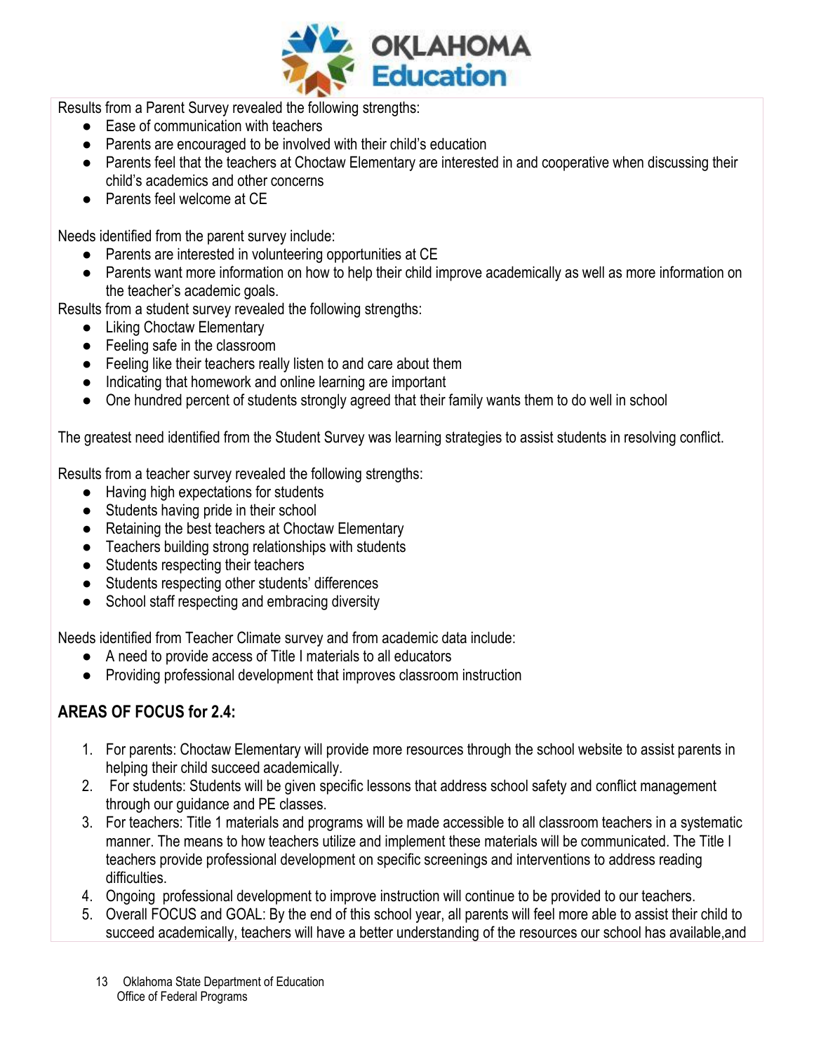Results from a Parent Survey revealed the following strengths:

- Ease of communication with teachers
- Parents are encouraged to be involved with their child's education
- Parents feel that the teachers at Choctaw Elementary are interested in and cooperative when discussing their child's academics and other concerns
- Parents feel welcome at CE

Needs identified from the parent survey include:

- Parents are interested in volunteering opportunities at CE
- Parents want more information on how to help their child improve academically as well as more information on the teacher's academic goals.

Results from a student survey revealed the following strengths:

- Liking Choctaw Elementary
- Feeling safe in the classroom
- Feeling like their teachers really listen to and care about them
- Indicating that homework and online learning are important
- One hundred percent of students strongly agreed that their family wants them to do well in school

The greatest need identified from the Student Survey was learning strategies to assist students in resolving conflict.

Results from a teacher survey revealed the following strengths:

- Having high expectations for students
- Students having pride in their school
- Retaining the best teachers at Choctaw Elementary
- Teachers building strong relationships with students
- Students respecting their teachers
- Students respecting other students' differences
- School staff respecting and embracing diversity

Needs identified from Teacher Climate survey and from academic data include:

- A need to provide access of Title I materials to all educators
- Providing professional development that improves classroom instruction

**AREAS OF FOCUS for 2.4:**

1. For parents: Choctaw Elementary will provide more resources through the school website to assist parents in helping their child succeed academically.
2. For students: Students will be given specific lessons that address school safety and conflict management through our guidance and PE classes.
3. For teachers: Title 1 materials and programs will be made accessible to all classroom teachers in a systematic manner. The means to how teachers utilize and implement these materials will be communicated. The Title I teachers provide professional development on specific screenings and interventions to address reading difficulties.
4. Ongoing professional development to improve instruction will continue to be provided to our teachers.
5. Overall FOCUS and GOAL: By the end of this school year, all parents will feel more able to assist their child to succeed academically, teachers will have a better understanding of the resources our school has available,and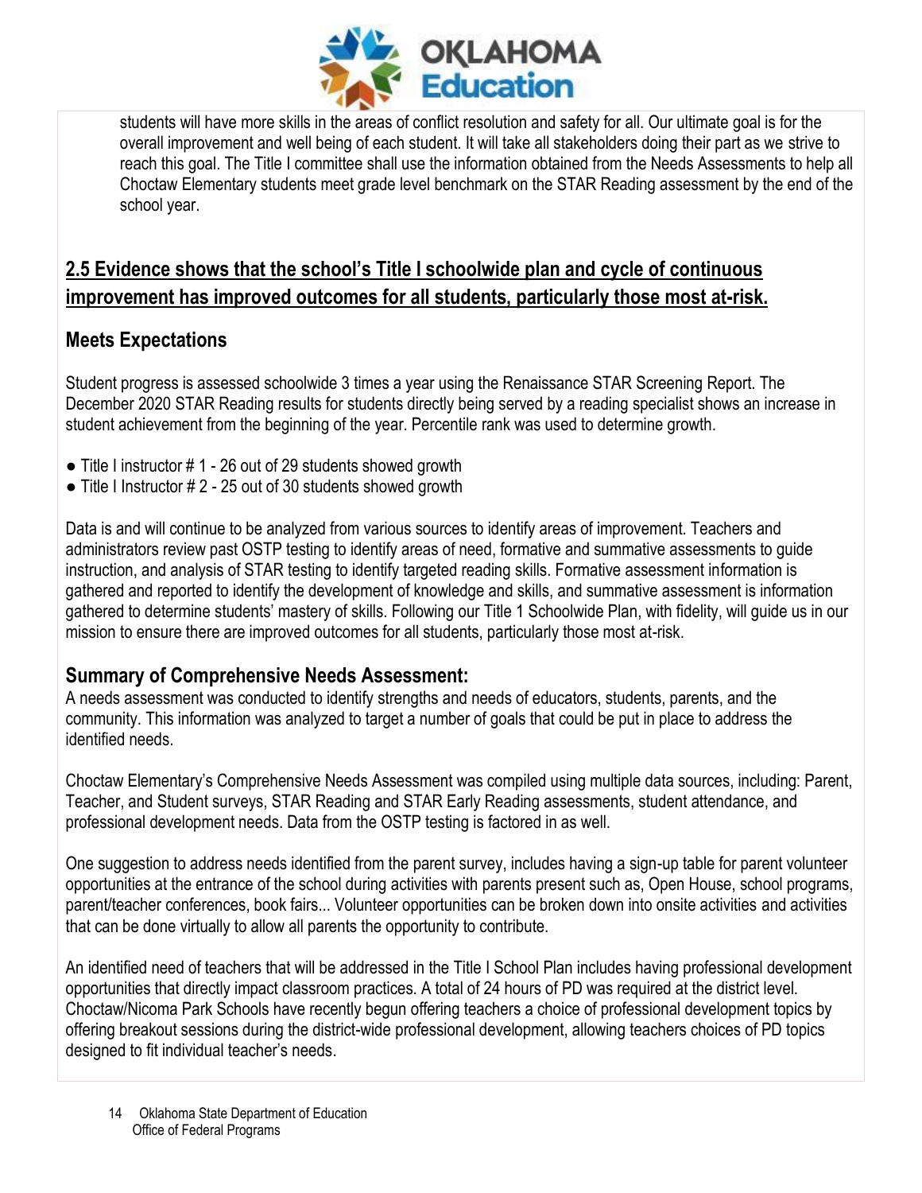students will have more skills in the areas of conflict resolution and safety for all. Our ultimate goal is for the overall improvement and well being of each student. It will take all stakeholders doing their part as we strive to reach this goal. The Title I committee shall use the information obtained from the Needs Assessments to help all Choctaw Elementary students meet grade level benchmark on the STAR Reading assessment by the end of the school year.

## 2.5 Evidence shows that the school's Title I schoolwide plan and cycle of continuous improvement has improved outcomes for all students, particularly those most at-risk.

### Meets Expectations

Student progress is assessed schoolwide 3 times a year using the Renaissance STAR Screening Report. The December 2020 STAR Reading results for students directly being served by a reading specialist shows an increase in student achievement from the beginning of the year. Percentile rank was used to determine growth.

- Title I instructor # 1 - 26 out of 29 students showed growth
- Title I Instructor # 2 - 25 out of 30 students showed growth

Data is and will continue to be analyzed from various sources to identify areas of improvement. Teachers and administrators review past OSTP testing to identify areas of need, formative and summative assessments to guide instruction, and analysis of STAR testing to identify targeted reading skills. Formative assessment information is gathered and reported to identify the development of knowledge and skills, and summative assessment is information gathered to determine students' mastery of skills. Following our Title 1 Schoolwide Plan, with fidelity, will guide us in our mission to ensure there are improved outcomes for all students, particularly those most at-risk.

### Summary of Comprehensive Needs Assessment:

A needs assessment was conducted to identify strengths and needs of educators, students, parents, and the community. This information was analyzed to target a number of goals that could be put in place to address the identified needs.

Choctaw Elementary's Comprehensive Needs Assessment was compiled using multiple data sources, including: Parent, Teacher, and Student surveys, STAR Reading and STAR Early Reading assessments, student attendance, and professional development needs. Data from the OSTP testing is factored in as well.

One suggestion to address needs identified from the parent survey, includes having a sign-up table for parent volunteer opportunities at the entrance of the school during activities with parents present such as, Open House, school programs, parent/teacher conferences, book fairs... Volunteer opportunities can be broken down into onsite activities and activities that can be done virtually to allow all parents the opportunity to contribute.

An identified need of teachers that will be addressed in the Title I School Plan includes having professional development opportunities that directly impact classroom practices. A total of 24 hours of PD was required at the district level. Choctaw/Nicoma Park Schools have recently begun offering teachers a choice of professional development topics by offering breakout sessions during the district-wide professional development, allowing teachers choices of PD topics designed to fit individual teacher's needs.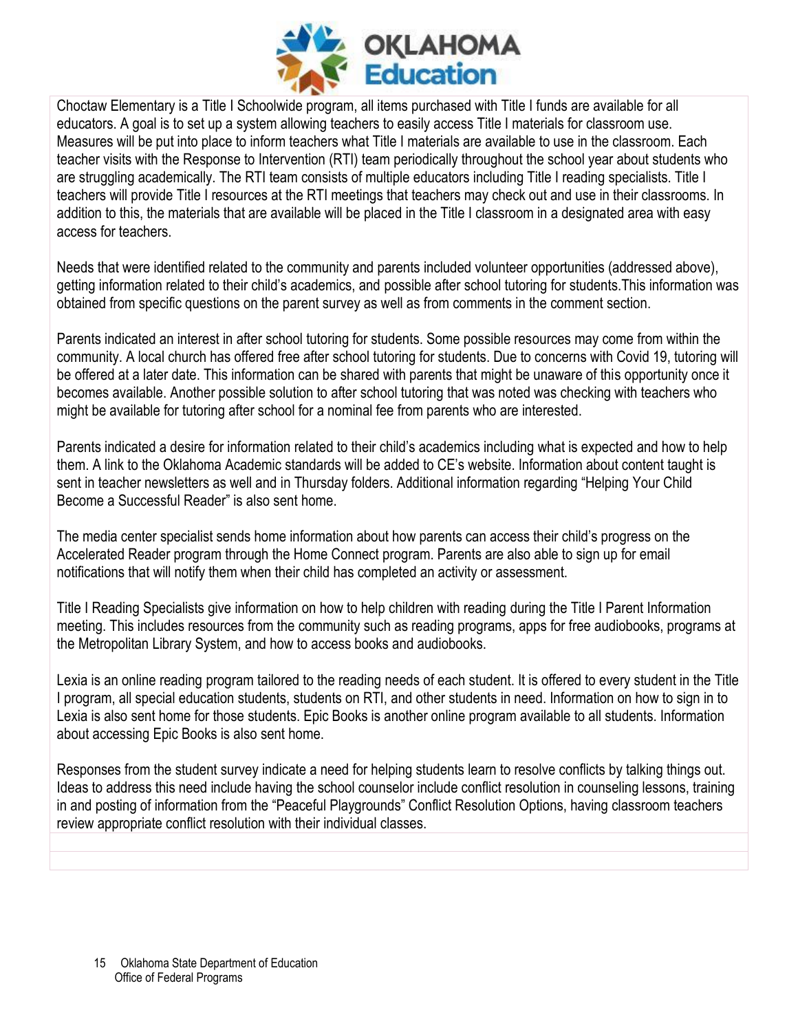Choctaw Elementary is a Title I Schoolwide program, all items purchased with Title I funds are available for all educators. A goal is to set up a system allowing teachers to easily access Title I materials for classroom use. Measures will be put into place to inform teachers what Title I materials are available to use in the classroom. Each teacher visits with the Response to Intervention (RTI) team periodically throughout the school year about students who are struggling academically. The RTI team consists of multiple educators including Title I reading specialists. Title I teachers will provide Title I resources at the RTI meetings that teachers may check out and use in their classrooms. In addition to this, the materials that are available will be placed in the Title I classroom in a designated area with easy access for teachers.

Needs that were identified related to the community and parents included volunteer opportunities (addressed above), getting information related to their child's academics, and possible after school tutoring for students.This information was obtained from specific questions on the parent survey as well as from comments in the comment section.

Parents indicated an interest in after school tutoring for students. Some possible resources may come from within the community. A local church has offered free after school tutoring for students. Due to concerns with Covid 19, tutoring will be offered at a later date. This information can be shared with parents that might be unaware of this opportunity once it becomes available. Another possible solution to after school tutoring that was noted was checking with teachers who might be available for tutoring after school for a nominal fee from parents who are interested.

Parents indicated a desire for information related to their child's academics including what is expected and how to help them. A link to the Oklahoma Academic standards will be added to CE's website. Information about content taught is sent in teacher newsletters as well and in Thursday folders. Additional information regarding "Helping Your Child Become a Successful Reader" is also sent home.

The media center specialist sends home information about how parents can access their child's progress on the Accelerated Reader program through the Home Connect program. Parents are also able to sign up for email notifications that will notify them when their child has completed an activity or assessment.

Title I Reading Specialists give information on how to help children with reading during the Title I Parent Information meeting. This includes resources from the community such as reading programs, apps for free audiobooks, programs at the Metropolitan Library System, and how to access books and audiobooks.

Lexia is an online reading program tailored to the reading needs of each student. It is offered to every student in the Title I program, all special education students, students on RTI, and other students in need. Information on how to sign in to Lexia is also sent home for those students. Epic Books is another online program available to all students. Information about accessing Epic Books is also sent home.

Responses from the student survey indicate a need for helping students learn to resolve conflicts by talking things out. Ideas to address this need include having the school counselor include conflict resolution in counseling lessons, training in and posting of information from the "Peaceful Playgrounds" Conflict Resolution Options, having classroom teachers review appropriate conflict resolution with their individual classes.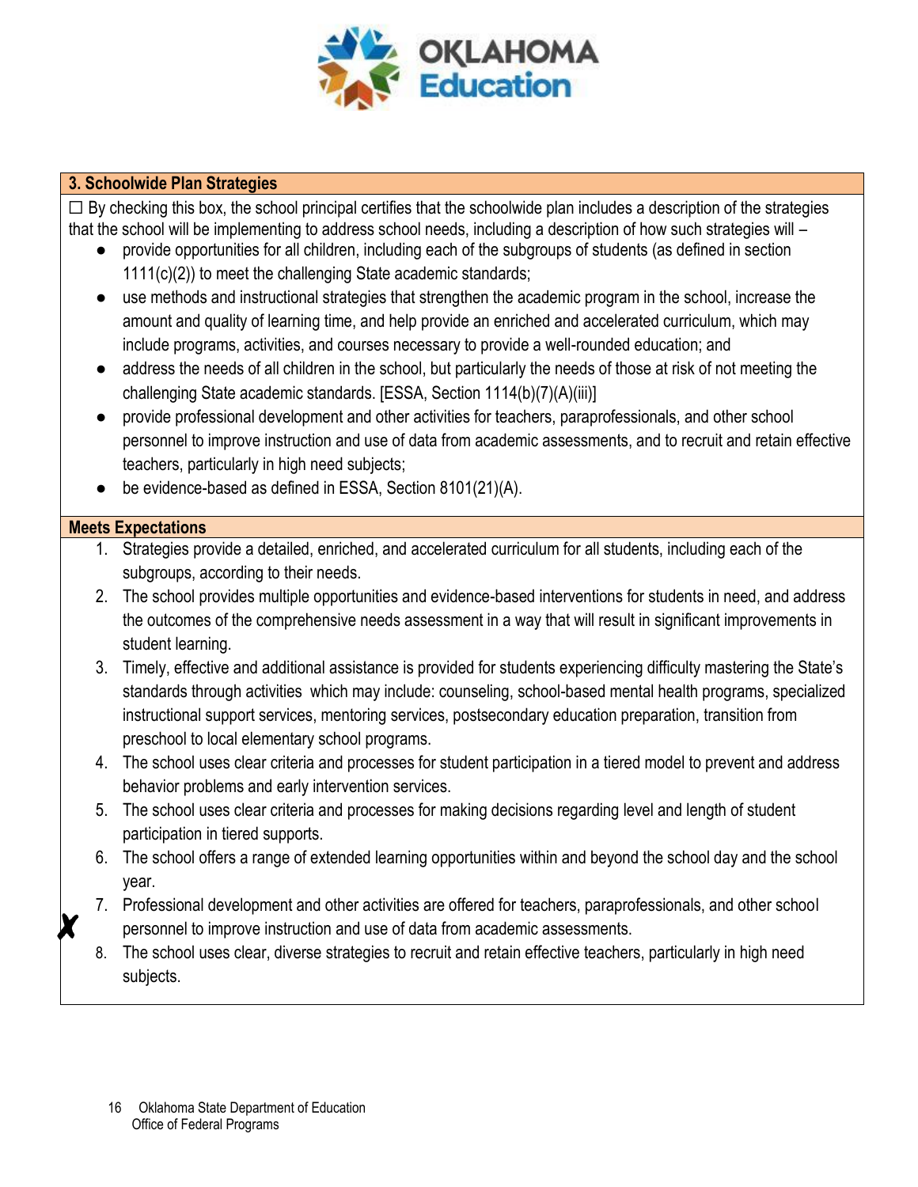## 3. Schoolwide Plan Strategies

☐ By checking this box, the school principal certifies that the schoolwide plan includes a description of the strategies that the school will be implementing to address school needs, including a description of how such strategies will –

- provide opportunities for all children, including each of the subgroups of students (as defined in section 1111(c)(2)) to meet the challenging State academic standards;
- use methods and instructional strategies that strengthen the academic program in the school, increase the amount and quality of learning time, and help provide an enriched and accelerated curriculum, which may include programs, activities, and courses necessary to provide a well-rounded education; and
- address the needs of all children in the school, but particularly the needs of those at risk of not meeting the challenging State academic standards. [ESSA, Section 1114(b)(7)(A)(iii)]
- provide professional development and other activities for teachers, paraprofessionals, and other school personnel to improve instruction and use of data from academic assessments, and to recruit and retain effective teachers, particularly in high need subjects;
- be evidence-based as defined in ESSA, Section 8101(21)(A).

## Meets Expectations

1. Strategies provide a detailed, enriched, and accelerated curriculum for all students, including each of the subgroups, according to their needs.
2. The school provides multiple opportunities and evidence-based interventions for students in need, and address the outcomes of the comprehensive needs assessment in a way that will result in significant improvements in student learning.
3. Timely, effective and additional assistance is provided for students experiencing difficulty mastering the State's standards through activities which may include: counseling, school-based mental health programs, specialized instructional support services, mentoring services, postsecondary education preparation, transition from preschool to local elementary school programs.
4. The school uses clear criteria and processes for student participation in a tiered model to prevent and address behavior problems and early intervention services.
5. The school uses clear criteria and processes for making decisions regarding level and length of student participation in tiered supports.
6. The school offers a range of extended learning opportunities within and beyond the school day and the school year.
7. ✗ Professional development and other activities are offered for teachers, paraprofessionals, and other school personnel to improve instruction and use of data from academic assessments.
8. The school uses clear, diverse strategies to recruit and retain effective teachers, particularly in high need subjects.

Oklahoma State Department of Education
Office of Federal Programs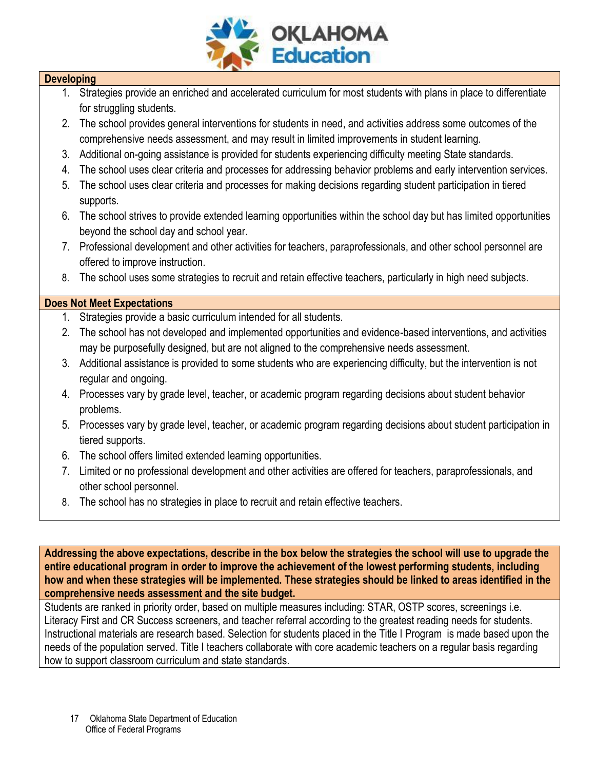**Developing**

1. Strategies provide an enriched and accelerated curriculum for most students with plans in place to differentiate for struggling students.
2. The school provides general interventions for students in need, and activities address some outcomes of the comprehensive needs assessment, and may result in limited improvements in student learning.
3. Additional on-going assistance is provided for students experiencing difficulty meeting State standards.
4. The school uses clear criteria and processes for addressing behavior problems and early intervention services.
5. The school uses clear criteria and processes for making decisions regarding student participation in tiered supports.
6. The school strives to provide extended learning opportunities within the school day but has limited opportunities beyond the school day and school year.
7. Professional development and other activities for teachers, paraprofessionals, and other school personnel are offered to improve instruction.
8. The school uses some strategies to recruit and retain effective teachers, particularly in high need subjects.

**Does Not Meet Expectations**

1. Strategies provide a basic curriculum intended for all students.
2. The school has not developed and implemented opportunities and evidence-based interventions, and activities may be purposefully designed, but are not aligned to the comprehensive needs assessment.
3. Additional assistance is provided to some students who are experiencing difficulty, but the intervention is not regular and ongoing.
4. Processes vary by grade level, teacher, or academic program regarding decisions about student behavior problems.
5. Processes vary by grade level, teacher, or academic program regarding decisions about student participation in tiered supports.
6. The school offers limited extended learning opportunities.
7. Limited or no professional development and other activities are offered for teachers, paraprofessionals, and other school personnel.
8. The school has no strategies in place to recruit and retain effective teachers.

**Addressing the above expectations, describe in the box below the strategies the school will use to upgrade the entire educational program in order to improve the achievement of the lowest performing students, including how and when these strategies will be implemented. These strategies should be linked to areas identified in the comprehensive needs assessment and the site budget.**

Students are ranked in priority order, based on multiple measures including: STAR, OSTP scores, screenings i.e. Literacy First and CR Success screeners, and teacher referral according to the greatest reading needs for students. Instructional materials are research based. Selection for students placed in the Title I Program is made based upon the needs of the population served. Title I teachers collaborate with core academic teachers on a regular basis regarding how to support classroom curriculum and state standards.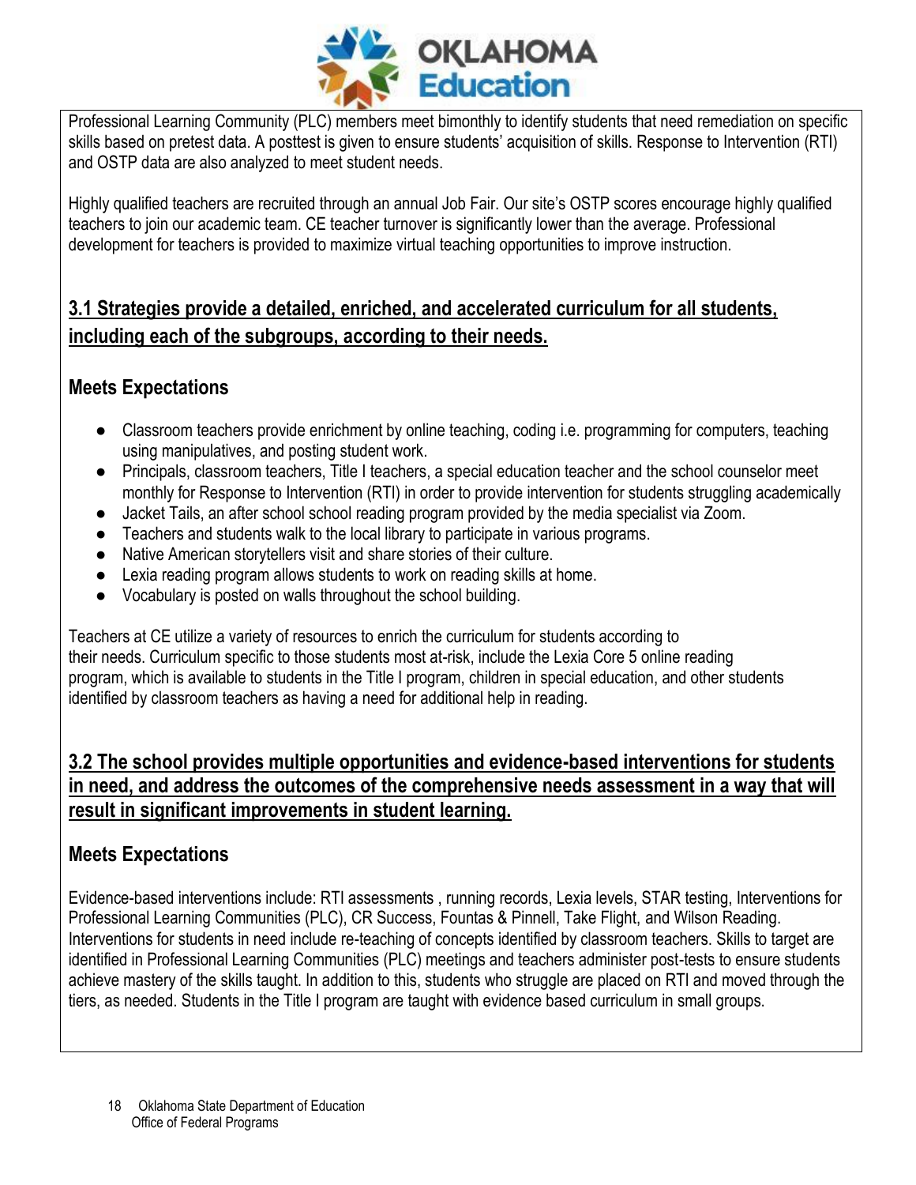Professional Learning Community (PLC) members meet bimonthly to identify students that need remediation on specific skills based on pretest data. A posttest is given to ensure students' acquisition of skills. Response to Intervention (RTI) and OSTP data are also analyzed to meet student needs.

Highly qualified teachers are recruited through an annual Job Fair. Our site's OSTP scores encourage highly qualified teachers to join our academic team. CE teacher turnover is significantly lower than the average. Professional development for teachers is provided to maximize virtual teaching opportunities to improve instruction.

## 3.1 Strategies provide a detailed, enriched, and accelerated curriculum for all students, including each of the subgroups, according to their needs.

### Meets Expectations

- Classroom teachers provide enrichment by online teaching, coding i.e. programming for computers, teaching using manipulatives, and posting student work.
- Principals, classroom teachers, Title I teachers, a special education teacher and the school counselor meet monthly for Response to Intervention (RTI) in order to provide intervention for students struggling academically
- Jacket Tails, an after school school reading program provided by the media specialist via Zoom.
- Teachers and students walk to the local library to participate in various programs.
- Native American storytellers visit and share stories of their culture.
- Lexia reading program allows students to work on reading skills at home.
- Vocabulary is posted on walls throughout the school building.

Teachers at CE utilize a variety of resources to enrich the curriculum for students according to their needs. Curriculum specific to those students most at-risk, include the Lexia Core 5 online reading program, which is available to students in the Title I program, children in special education, and other students identified by classroom teachers as having a need for additional help in reading.

## 3.2 The school provides multiple opportunities and evidence-based interventions for students in need, and address the outcomes of the comprehensive needs assessment in a way that will result in significant improvements in student learning.

### Meets Expectations

Evidence-based interventions include: RTI assessments , running records, Lexia levels, STAR testing, Interventions for Professional Learning Communities (PLC), CR Success, Fountas & Pinnell, Take Flight, and Wilson Reading. Interventions for students in need include re-teaching of concepts identified by classroom teachers. Skills to target are identified in Professional Learning Communities (PLC) meetings and teachers administer post-tests to ensure students achieve mastery of the skills taught. In addition to this, students who struggle are placed on RTI and moved through the tiers, as needed. Students in the Title I program are taught with evidence based curriculum in small groups.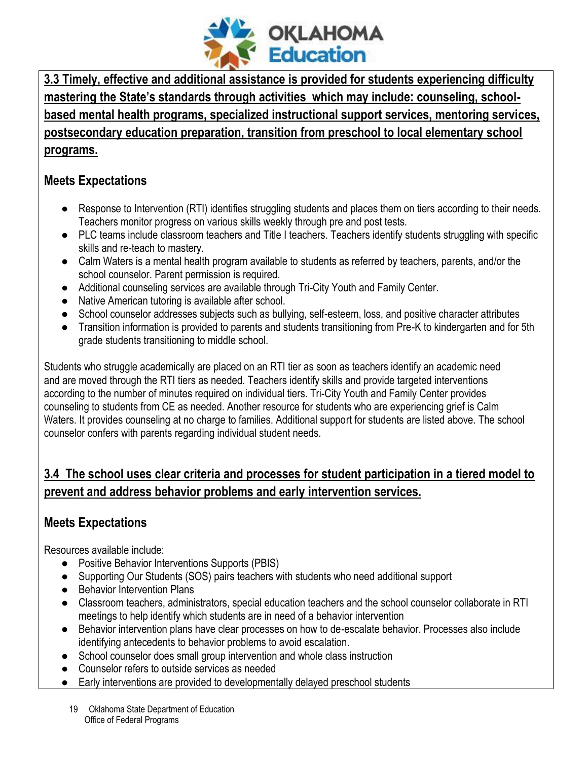**3.3 Timely, effective and additional assistance is provided for students experiencing difficulty mastering the State's standards through activities which may include: counseling, school-based mental health programs, specialized instructional support services, mentoring services, postsecondary education preparation, transition from preschool to local elementary school programs.**

### Meets Expectations

- Response to Intervention (RTI) identifies struggling students and places them on tiers according to their needs. Teachers monitor progress on various skills weekly through pre and post tests.
- PLC teams include classroom teachers and Title I teachers. Teachers identify students struggling with specific skills and re-teach to mastery.
- Calm Waters is a mental health program available to students as referred by teachers, parents, and/or the school counselor. Parent permission is required.
- Additional counseling services are available through Tri-City Youth and Family Center.
- Native American tutoring is available after school.
- School counselor addresses subjects such as bullying, self-esteem, loss, and positive character attributes
- Transition information is provided to parents and students transitioning from Pre-K to kindergarten and for 5th grade students transitioning to middle school.

Students who struggle academically are placed on an RTI tier as soon as teachers identify an academic need and are moved through the RTI tiers as needed. Teachers identify skills and provide targeted interventions according to the number of minutes required on individual tiers. Tri-City Youth and Family Center provides counseling to students from CE as needed. Another resource for students who are experiencing grief is Calm Waters. It provides counseling at no charge to families. Additional support for students are listed above. The school counselor confers with parents regarding individual student needs.

**3.4 The school uses clear criteria and processes for student participation in a tiered model to prevent and address behavior problems and early intervention services.**

### Meets Expectations

Resources available include:

- Positive Behavior Interventions Supports (PBIS)
- Supporting Our Students (SOS) pairs teachers with students who need additional support
- Behavior Intervention Plans
- Classroom teachers, administrators, special education teachers and the school counselor collaborate in RTI meetings to help identify which students are in need of a behavior intervention
- Behavior intervention plans have clear processes on how to de-escalate behavior. Processes also include identifying antecedents to behavior problems to avoid escalation.
- School counselor does small group intervention and whole class instruction
- Counselor refers to outside services as needed
- Early interventions are provided to developmentally delayed preschool students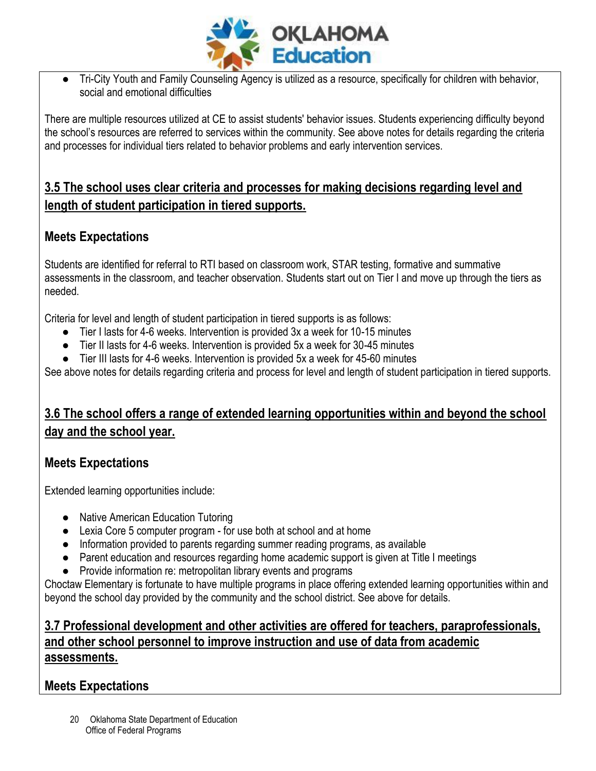- Tri-City Youth and Family Counseling Agency is utilized as a resource, specifically for children with behavior, social and emotional difficulties

There are multiple resources utilized at CE to assist students' behavior issues. Students experiencing difficulty beyond the school's resources are referred to services within the community. See above notes for details regarding the criteria and processes for individual tiers related to behavior problems and early intervention services.

## 3.5 The school uses clear criteria and processes for making decisions regarding level and length of student participation in tiered supports.

### Meets Expectations

Students are identified for referral to RTI based on classroom work, STAR testing, formative and summative assessments in the classroom, and teacher observation. Students start out on Tier I and move up through the tiers as needed.

Criteria for level and length of student participation in tiered supports is as follows:

- Tier I lasts for 4-6 weeks. Intervention is provided 3x a week for 10-15 minutes
- Tier II lasts for 4-6 weeks. Intervention is provided 5x a week for 30-45 minutes
- Tier III lasts for 4-6 weeks. Intervention is provided 5x a week for 45-60 minutes

See above notes for details regarding criteria and process for level and length of student participation in tiered supports.

## 3.6 The school offers a range of extended learning opportunities within and beyond the school day and the school year.

### Meets Expectations

Extended learning opportunities include:

- Native American Education Tutoring
- Lexia Core 5 computer program - for use both at school and at home
- Information provided to parents regarding summer reading programs, as available
- Parent education and resources regarding home academic support is given at Title I meetings
- Provide information re: metropolitan library events and programs

Choctaw Elementary is fortunate to have multiple programs in place offering extended learning opportunities within and beyond the school day provided by the community and the school district. See above for details.

## 3.7 Professional development and other activities are offered for teachers, paraprofessionals, and other school personnel to improve instruction and use of data from academic assessments.

### Meets Expectations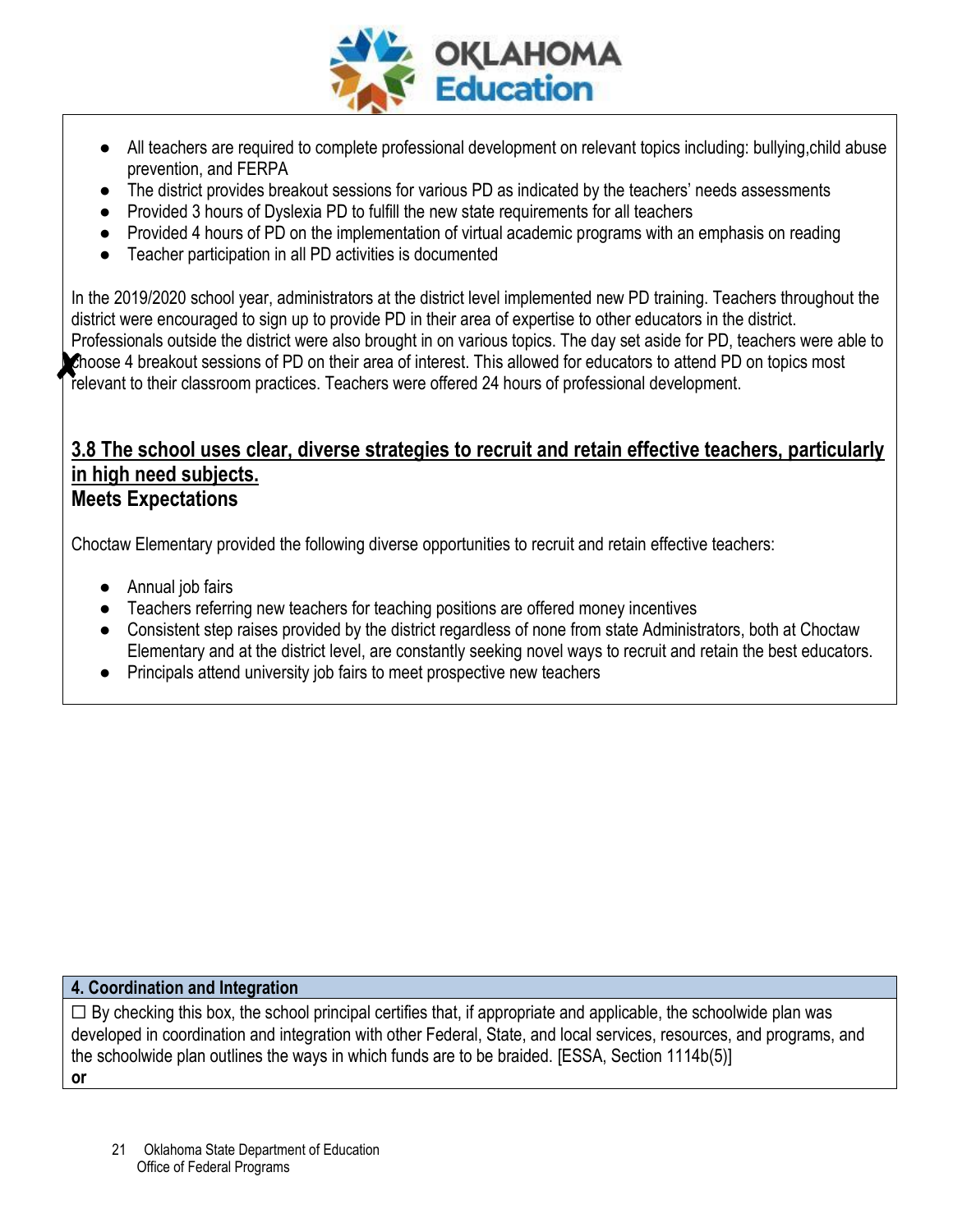- All teachers are required to complete professional development on relevant topics including: bullying,child abuse prevention, and FERPA
- The district provides breakout sessions for various PD as indicated by the teachers' needs assessments
- Provided 3 hours of Dyslexia PD to fulfill the new state requirements for all teachers
- Provided 4 hours of PD on the implementation of virtual academic programs with an emphasis on reading
- Teacher participation in all PD activities is documented

In the 2019/2020 school year, administrators at the district level implemented new PD training. Teachers throughout the district were encouraged to sign up to provide PD in their area of expertise to other educators in the district. Professionals outside the district were also brought in on various topics. The day set aside for PD, teachers were able to choose 4 breakout sessions of PD on their area of interest. This allowed for educators to attend PD on topics most relevant to their classroom practices. Teachers were offered 24 hours of professional development.

**3.8 The school uses clear, diverse strategies to recruit and retain effective teachers, particularly in high need subjects.**
**Meets Expectations**

Choctaw Elementary provided the following diverse opportunities to recruit and retain effective teachers:

- Annual job fairs
- Teachers referring new teachers for teaching positions are offered money incentives
- Consistent step raises provided by the district regardless of none from state Administrators, both at Choctaw Elementary and at the district level, are constantly seeking novel ways to recruit and retain the best educators.
- Principals attend university job fairs to meet prospective new teachers

**4. Coordination and Integration**

☐ By checking this box, the school principal certifies that, if appropriate and applicable, the schoolwide plan was developed in coordination and integration with other Federal, State, and local services, resources, and programs, and the schoolwide plan outlines the ways in which funds are to be braided. [ESSA, Section 1114b(5)]

**or**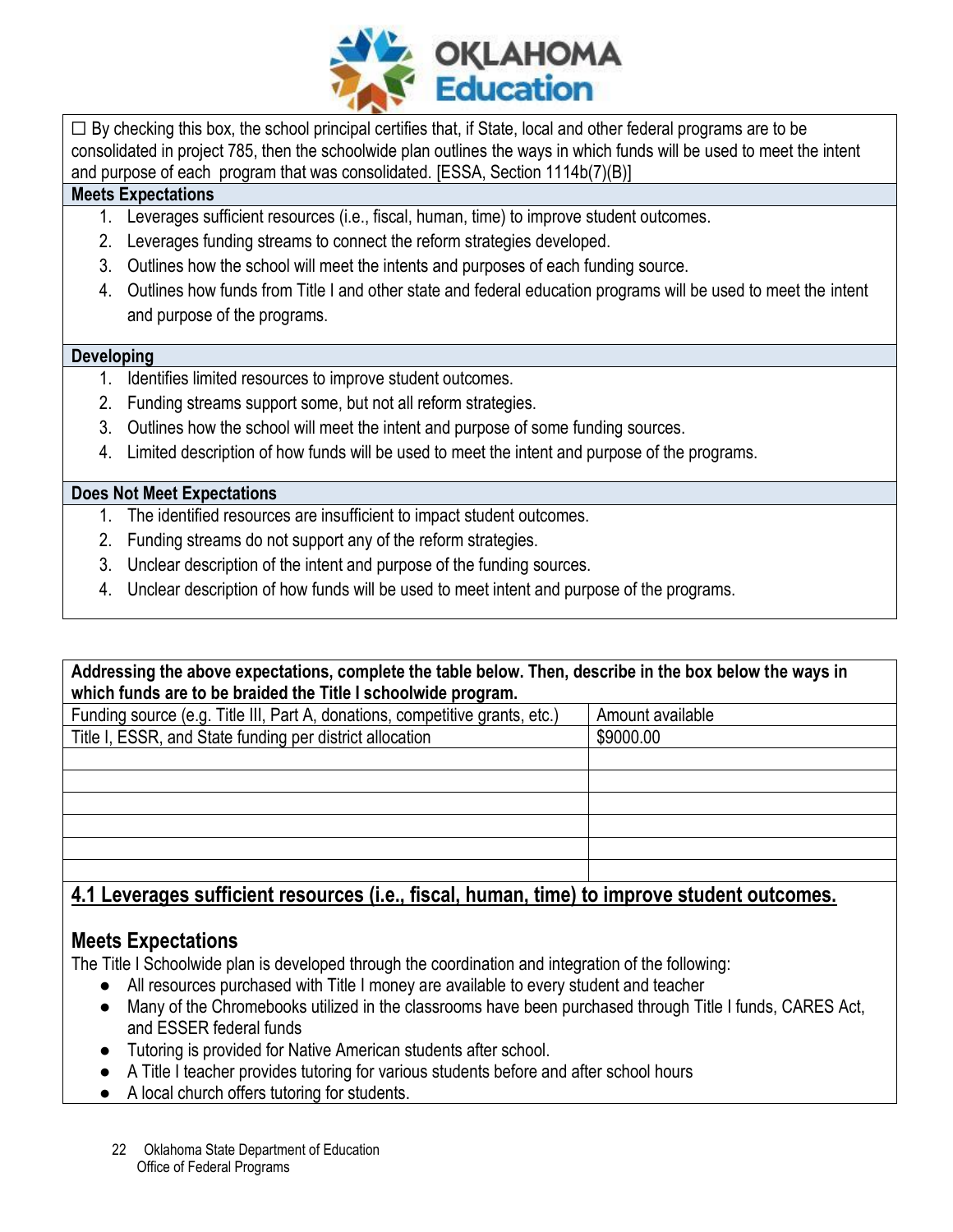☐ By checking this box, the school principal certifies that, if State, local and other federal programs are to be consolidated in project 785, then the schoolwide plan outlines the ways in which funds will be used to meet the intent and purpose of each program that was consolidated. [ESSA, Section 1114b(7)(B)]

**Meets Expectations**

1. Leverages sufficient resources (i.e., fiscal, human, time) to improve student outcomes.
2. Leverages funding streams to connect the reform strategies developed.
3. Outlines how the school will meet the intents and purposes of each funding source.
4. Outlines how funds from Title I and other state and federal education programs will be used to meet the intent and purpose of the programs.

**Developing**

1. Identifies limited resources to improve student outcomes.
2. Funding streams support some, but not all reform strategies.
3. Outlines how the school will meet the intent and purpose of some funding sources.
4. Limited description of how funds will be used to meet the intent and purpose of the programs.

**Does Not Meet Expectations**

1. The identified resources are insufficient to impact student outcomes.
2. Funding streams do not support any of the reform strategies.
3. Unclear description of the intent and purpose of the funding sources.
4. Unclear description of how funds will be used to meet intent and purpose of the programs.

**Addressing the above expectations, complete the table below. Then, describe in the box below the ways in which funds are to be braided the Title I schoolwide program.**

| Funding source (e.g. Title III, Part A, donations, competitive grants, etc.) | Amount available |
|---|---|
| Title I, ESSR, and State funding per district allocation | $9000.00 |
| | |
| | |
| | |
| | |
| | |
| | |

## 4.1 Leverages sufficient resources (i.e., fiscal, human, time) to improve student outcomes.

### Meets Expectations

The Title I Schoolwide plan is developed through the coordination and integration of the following:

- All resources purchased with Title I money are available to every student and teacher
- Many of the Chromebooks utilized in the classrooms have been purchased through Title I funds, CARES Act, and ESSER federal funds
- Tutoring is provided for Native American students after school.
- A Title I teacher provides tutoring for various students before and after school hours
- A local church offers tutoring for students.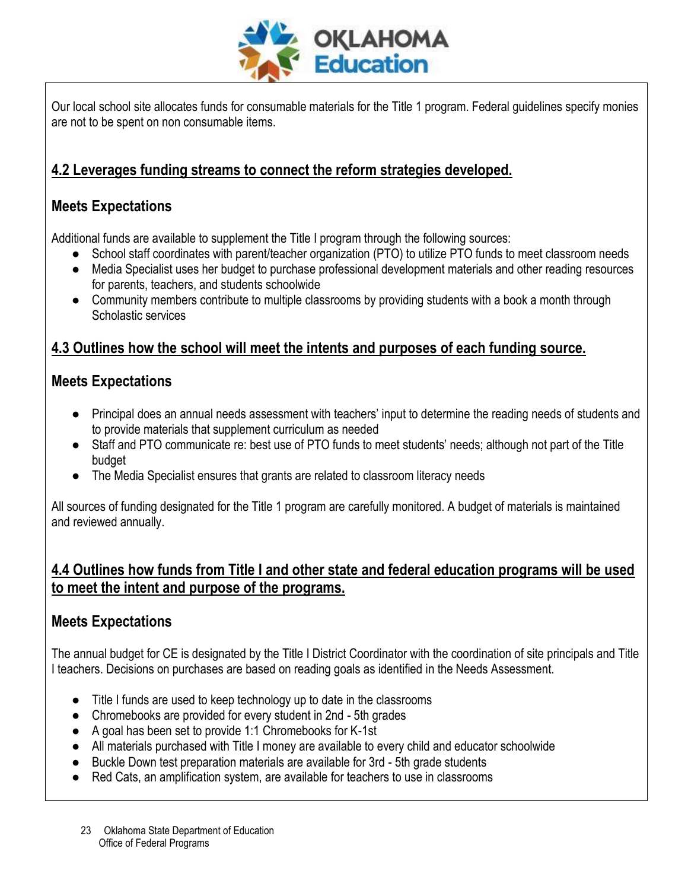Our local school site allocates funds for consumable materials for the Title 1 program. Federal guidelines specify monies are not to be spent on non consumable items.

## 4.2 Leverages funding streams to connect the reform strategies developed.

### Meets Expectations

Additional funds are available to supplement the Title I program through the following sources:

- School staff coordinates with parent/teacher organization (PTO) to utilize PTO funds to meet classroom needs
- Media Specialist uses her budget to purchase professional development materials and other reading resources for parents, teachers, and students schoolwide
- Community members contribute to multiple classrooms by providing students with a book a month through Scholastic services

## 4.3 Outlines how the school will meet the intents and purposes of each funding source.

### Meets Expectations

- Principal does an annual needs assessment with teachers' input to determine the reading needs of students and to provide materials that supplement curriculum as needed
- Staff and PTO communicate re: best use of PTO funds to meet students' needs; although not part of the Title budget
- The Media Specialist ensures that grants are related to classroom literacy needs

All sources of funding designated for the Title 1 program are carefully monitored. A budget of materials is maintained and reviewed annually.

## 4.4 Outlines how funds from Title I and other state and federal education programs will be used to meet the intent and purpose of the programs.

### Meets Expectations

The annual budget for CE is designated by the Title I District Coordinator with the coordination of site principals and Title I teachers. Decisions on purchases are based on reading goals as identified in the Needs Assessment.

- Title I funds are used to keep technology up to date in the classrooms
- Chromebooks are provided for every student in 2nd - 5th grades
- A goal has been set to provide 1:1 Chromebooks for K-1st
- All materials purchased with Title I money are available to every child and educator schoolwide
- Buckle Down test preparation materials are available for 3rd - 5th grade students
- Red Cats, an amplification system, are available for teachers to use in classrooms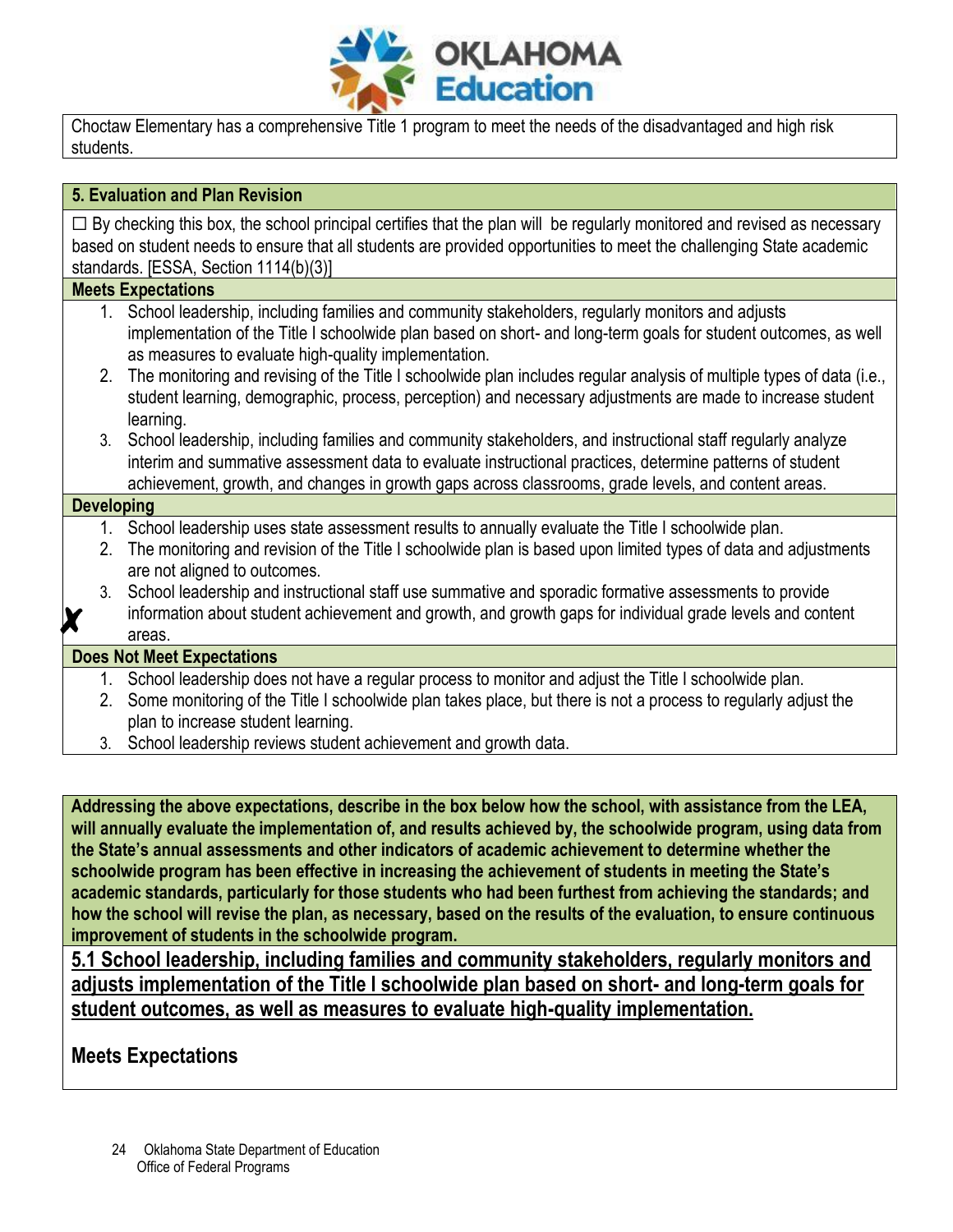Choctaw Elementary has a comprehensive Title 1 program to meet the needs of the disadvantaged and high risk students.

**5. Evaluation and Plan Revision**

☐ By checking this box, the school principal certifies that the plan will be regularly monitored and revised as necessary based on student needs to ensure that all students are provided opportunities to meet the challenging State academic standards. [ESSA, Section 1114(b)(3)]

**Meets Expectations**

1. School leadership, including families and community stakeholders, regularly monitors and adjusts implementation of the Title I schoolwide plan based on short- and long-term goals for student outcomes, as well as measures to evaluate high-quality implementation.
2. The monitoring and revising of the Title I schoolwide plan includes regular analysis of multiple types of data (i.e., student learning, demographic, process, perception) and necessary adjustments are made to increase student learning.
3. School leadership, including families and community stakeholders, and instructional staff regularly analyze interim and summative assessment data to evaluate instructional practices, determine patterns of student achievement, growth, and changes in growth gaps across classrooms, grade levels, and content areas.

**Developing**

1. School leadership uses state assessment results to annually evaluate the Title I schoolwide plan.
2. The monitoring and revision of the Title I schoolwide plan is based upon limited types of data and adjustments are not aligned to outcomes.
3. ✗ School leadership and instructional staff use summative and sporadic formative assessments to provide information about student achievement and growth, and growth gaps for individual grade levels and content areas.

**Does Not Meet Expectations**

1. School leadership does not have a regular process to monitor and adjust the Title I schoolwide plan.
2. Some monitoring of the Title I schoolwide plan takes place, but there is not a process to regularly adjust the plan to increase student learning.
3. School leadership reviews student achievement and growth data.

**Addressing the above expectations, describe in the box below how the school, with assistance from the LEA, will annually evaluate the implementation of, and results achieved by, the schoolwide program, using data from the State's annual assessments and other indicators of academic achievement to determine whether the schoolwide program has been effective in increasing the achievement of students in meeting the State's academic standards, particularly for those students who had been furthest from achieving the standards; and how the school will revise the plan, as necessary, based on the results of the evaluation, to ensure continuous improvement of students in the schoolwide program.**

**5.1 School leadership, including families and community stakeholders, regularly monitors and adjusts implementation of the Title I schoolwide plan based on short- and long-term goals for student outcomes, as well as measures to evaluate high-quality implementation.**

**Meets Expectations**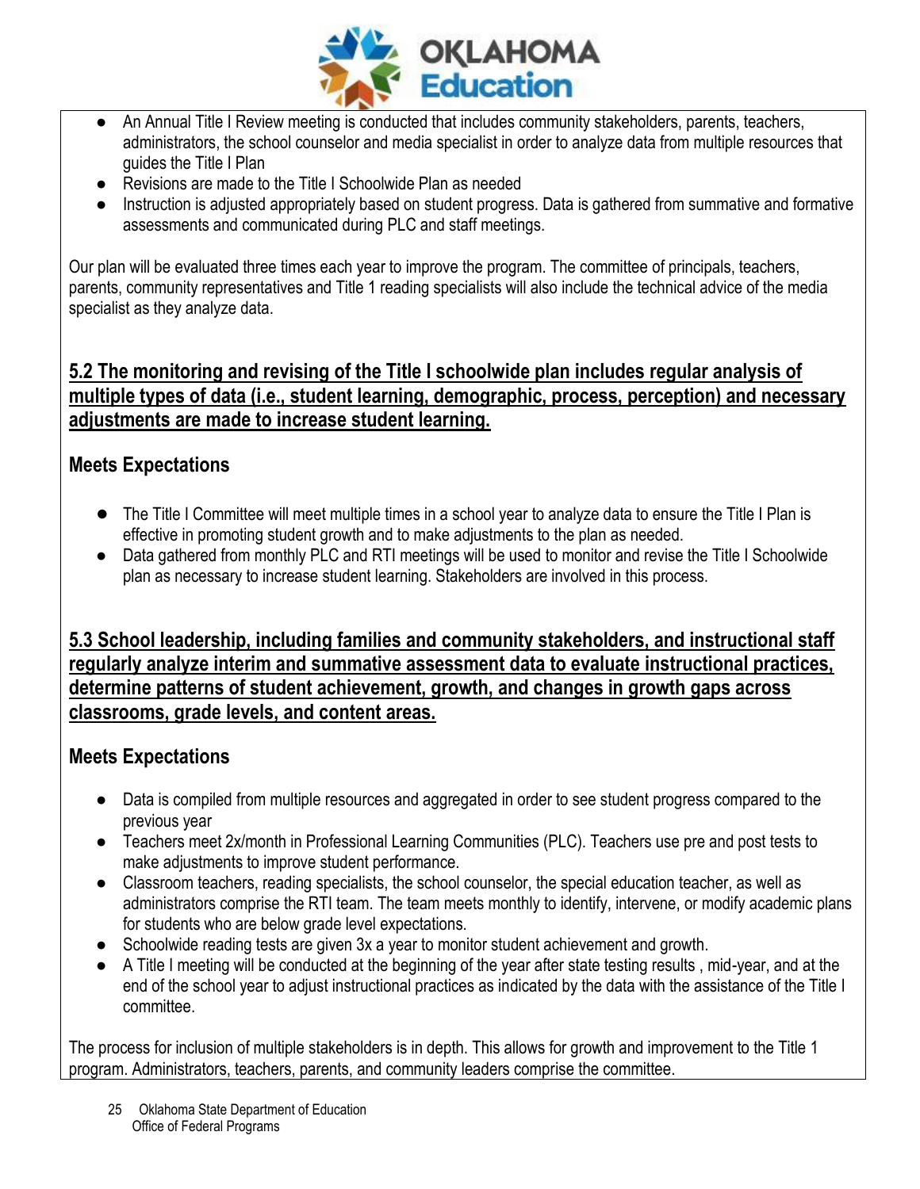- An Annual Title I Review meeting is conducted that includes community stakeholders, parents, teachers, administrators, the school counselor and media specialist in order to analyze data from multiple resources that guides the Title I Plan
- Revisions are made to the Title I Schoolwide Plan as needed
- Instruction is adjusted appropriately based on student progress. Data is gathered from summative and formative assessments and communicated during PLC and staff meetings.

Our plan will be evaluated three times each year to improve the program. The committee of principals, teachers, parents, community representatives and Title 1 reading specialists will also include the technical advice of the media specialist as they analyze data.

## 5.2 The monitoring and revising of the Title I schoolwide plan includes regular analysis of multiple types of data (i.e., student learning, demographic, process, perception) and necessary adjustments are made to increase student learning.

### Meets Expectations

- The Title I Committee will meet multiple times in a school year to analyze data to ensure the Title I Plan is effective in promoting student growth and to make adjustments to the plan as needed.
- Data gathered from monthly PLC and RTI meetings will be used to monitor and revise the Title I Schoolwide plan as necessary to increase student learning. Stakeholders are involved in this process.

## 5.3 School leadership, including families and community stakeholders, and instructional staff regularly analyze interim and summative assessment data to evaluate instructional practices, determine patterns of student achievement, growth, and changes in growth gaps across classrooms, grade levels, and content areas.

### Meets Expectations

- Data is compiled from multiple resources and aggregated in order to see student progress compared to the previous year
- Teachers meet 2x/month in Professional Learning Communities (PLC). Teachers use pre and post tests to make adjustments to improve student performance.
- Classroom teachers, reading specialists, the school counselor, the special education teacher, as well as administrators comprise the RTI team. The team meets monthly to identify, intervene, or modify academic plans for students who are below grade level expectations.
- Schoolwide reading tests are given 3x a year to monitor student achievement and growth.
- A Title I meeting will be conducted at the beginning of the year after state testing results , mid-year, and at the end of the school year to adjust instructional practices as indicated by the data with the assistance of the Title I committee.

The process for inclusion of multiple stakeholders is in depth. This allows for growth and improvement to the Title 1 program. Administrators, teachers, parents, and community leaders comprise the committee.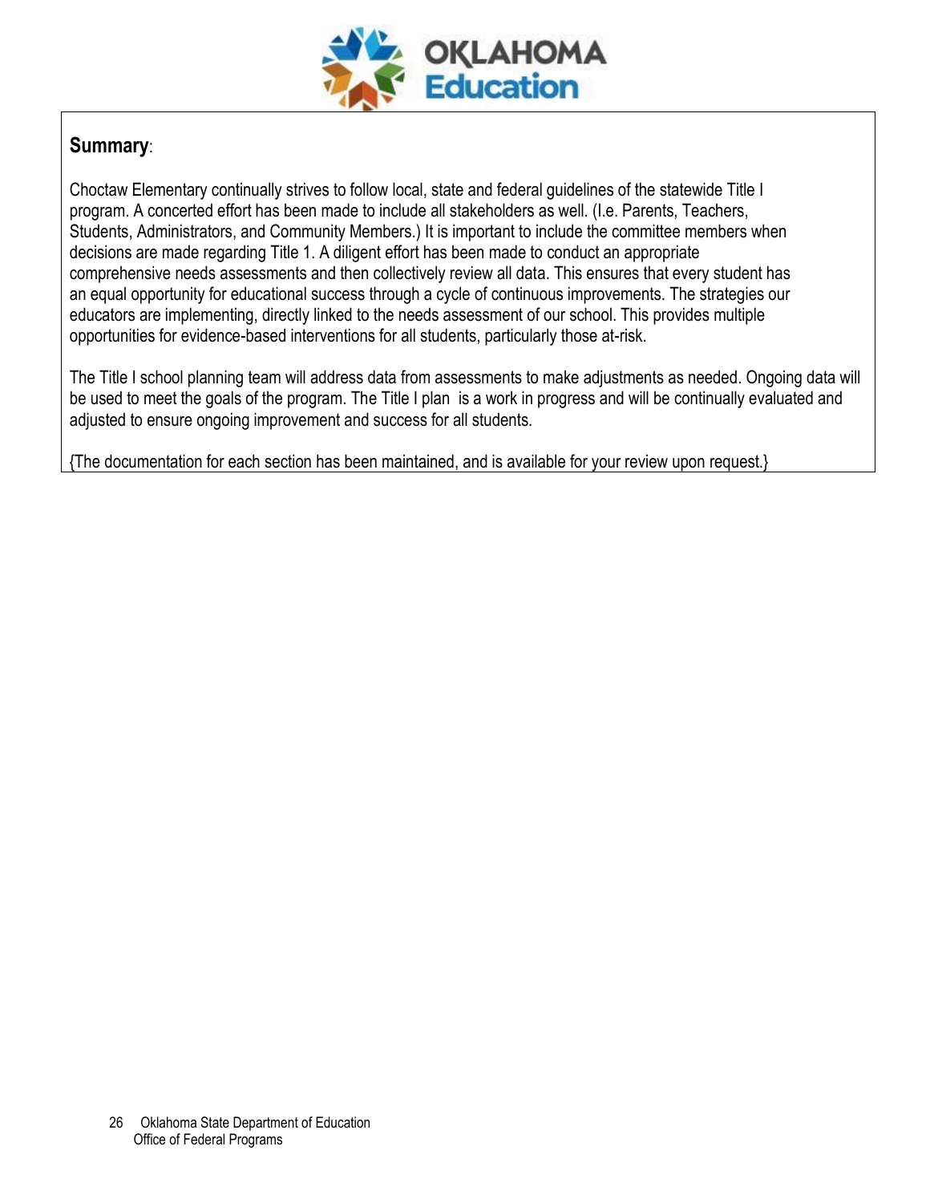**Summary**:

Choctaw Elementary continually strives to follow local, state and federal guidelines of the statewide Title I program. A concerted effort has been made to include all stakeholders as well. (I.e. Parents, Teachers, Students, Administrators, and Community Members.) It is important to include the committee members when decisions are made regarding Title 1. A diligent effort has been made to conduct an appropriate comprehensive needs assessments and then collectively review all data. This ensures that every student has an equal opportunity for educational success through a cycle of continuous improvements. The strategies our educators are implementing, directly linked to the needs assessment of our school. This provides multiple opportunities for evidence-based interventions for all students, particularly those at-risk.

The Title I school planning team will address data from assessments to make adjustments as needed. Ongoing data will be used to meet the goals of the program. The Title I plan is a work in progress and will be continually evaluated and adjusted to ensure ongoing improvement and success for all students.

{The documentation for each section has been maintained, and is available for your review upon request.}